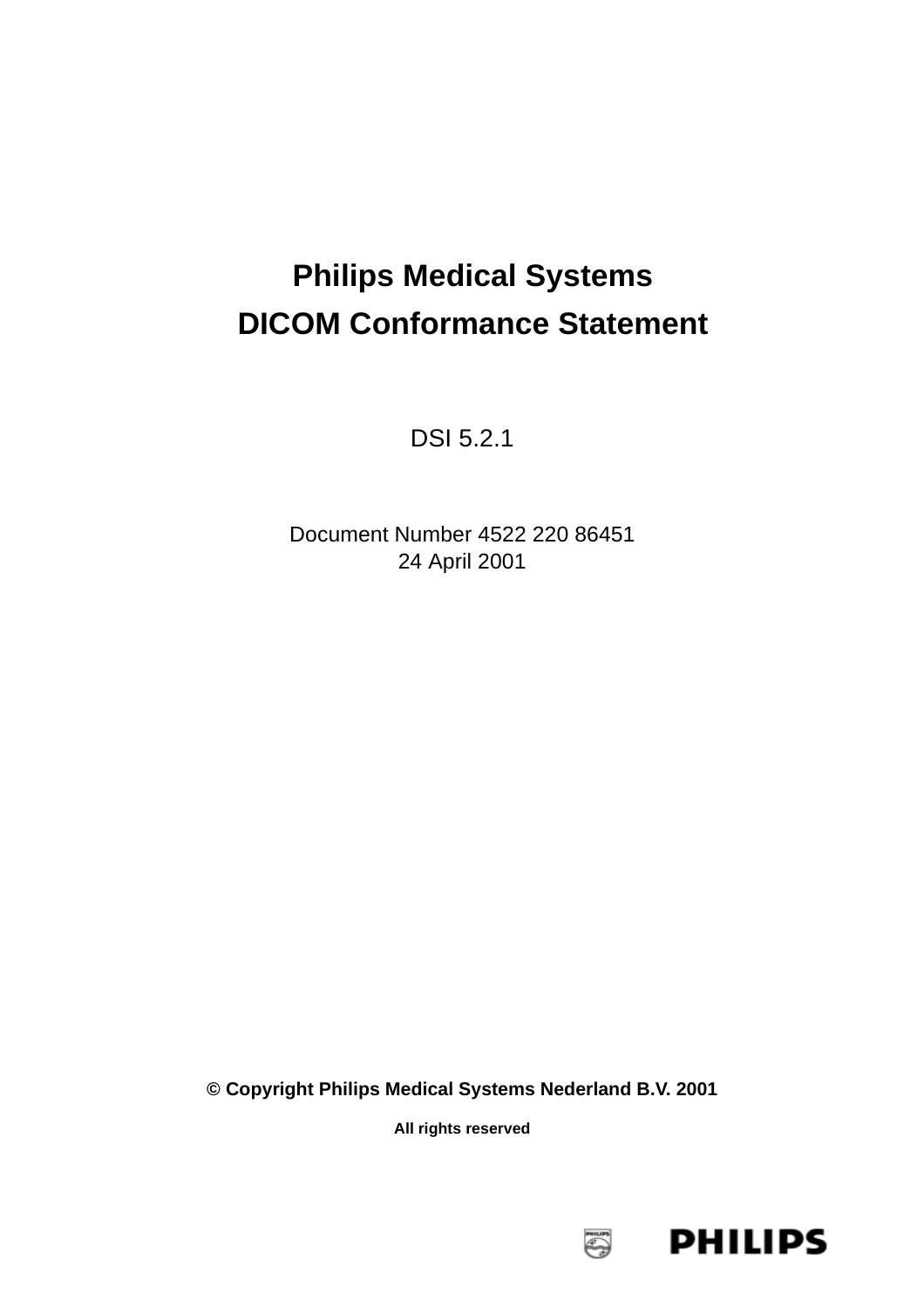# Philips Medical Systems
# DICOM Conformance Statement

DSI 5.2.1

Document Number 4522 220 86451
24 April 2001

**© Copyright Philips Medical Systems Nederland B.V. 2001**

**All rights reserved**

PHILIPS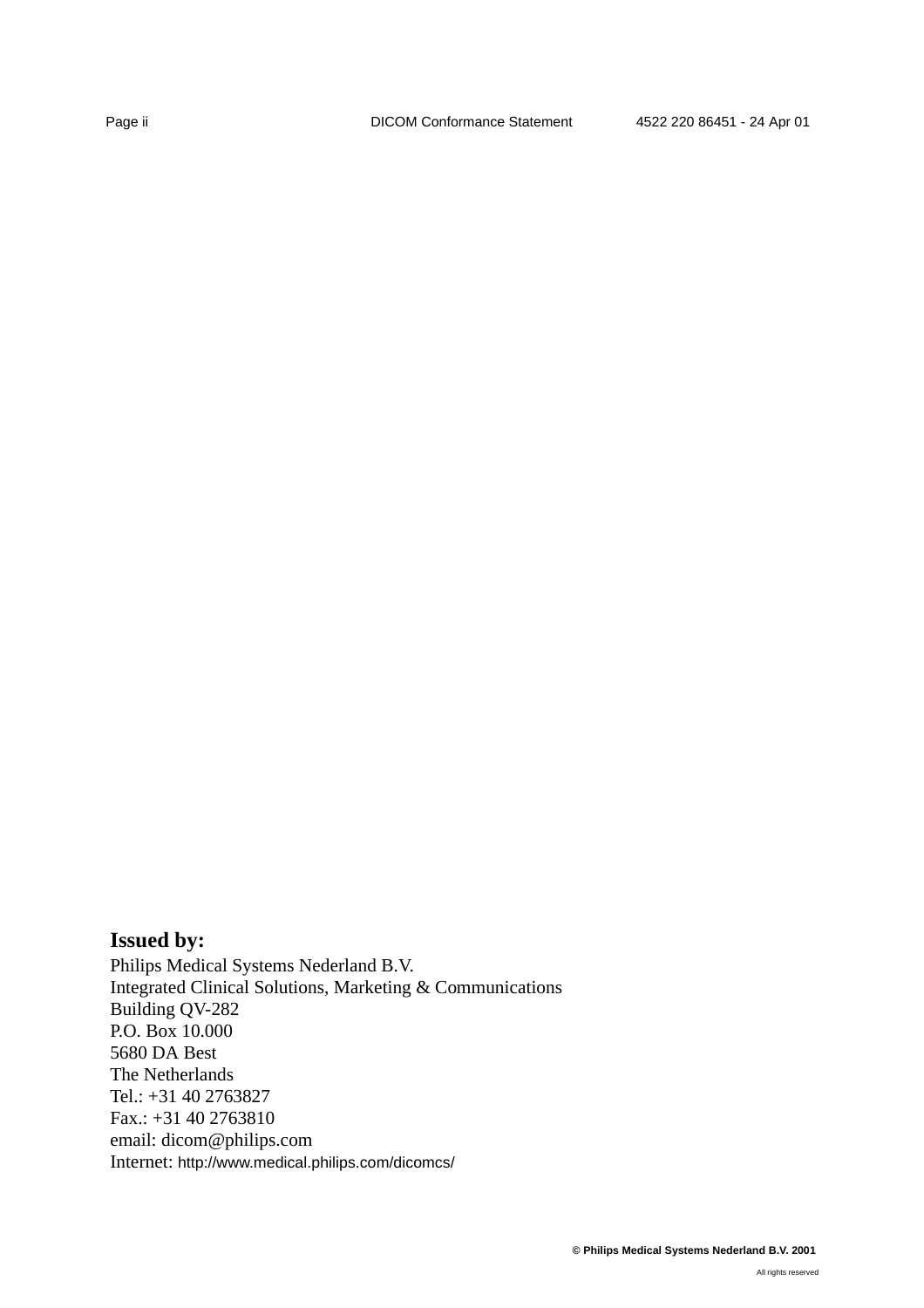**Issued by:**

Philips Medical Systems Nederland B.V.
Integrated Clinical Solutions, Marketing & Communications
Building QV-282
P.O. Box 10.000
5680 DA Best
The Netherlands
Tel.: +31 40 2763827
Fax.: +31 40 2763810
email: dicom@philips.com
Internet: http://www.medical.philips.com/dicomcs/

**© Philips Medical Systems Nederland B.V. 2001**

All rights reserved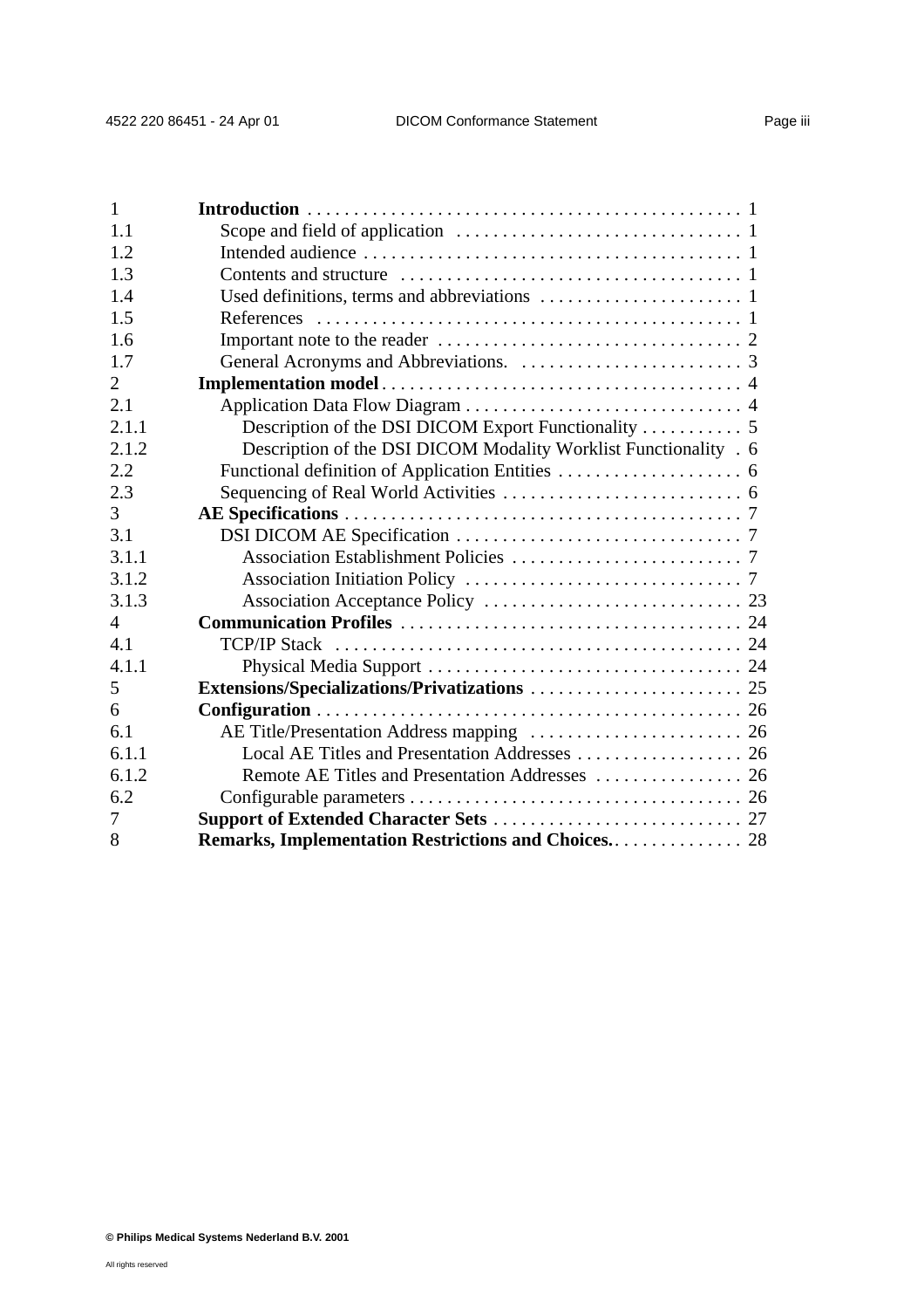| | | |
|---|---|---|
| 1 | **Introduction** | 1 |
| 1.1 | Scope and field of application | 1 |
| 1.2 | Intended audience | 1 |
| 1.3 | Contents and structure | 1 |
| 1.4 | Used definitions, terms and abbreviations | 1 |
| 1.5 | References | 1 |
| 1.6 | Important note to the reader | 2 |
| 1.7 | General Acronyms and Abbreviations. | 3 |
| 2 | **Implementation model** | 4 |
| 2.1 | Application Data Flow Diagram | 4 |
| 2.1.1 | Description of the DSI DICOM Export Functionality | 5 |
| 2.1.2 | Description of the DSI DICOM Modality Worklist Functionality | 6 |
| 2.2 | Functional definition of Application Entities | 6 |
| 2.3 | Sequencing of Real World Activities | 6 |
| 3 | **AE Specifications** | 7 |
| 3.1 | DSI DICOM AE Specification | 7 |
| 3.1.1 | Association Establishment Policies | 7 |
| 3.1.2 | Association Initiation Policy | 7 |
| 3.1.3 | Association Acceptance Policy | 23 |
| 4 | **Communication Profiles** | 24 |
| 4.1 | TCP/IP Stack | 24 |
| 4.1.1 | Physical Media Support | 24 |
| 5 | **Extensions/Specializations/Privatizations** | 25 |
| 6 | **Configuration** | 26 |
| 6.1 | AE Title/Presentation Address mapping | 26 |
| 6.1.1 | Local AE Titles and Presentation Addresses | 26 |
| 6.1.2 | Remote AE Titles and Presentation Addresses | 26 |
| 6.2 | Configurable parameters | 26 |
| 7 | **Support of Extended Character Sets** | 27 |
| 8 | **Remarks, Implementation Restrictions and Choices.** | 28 |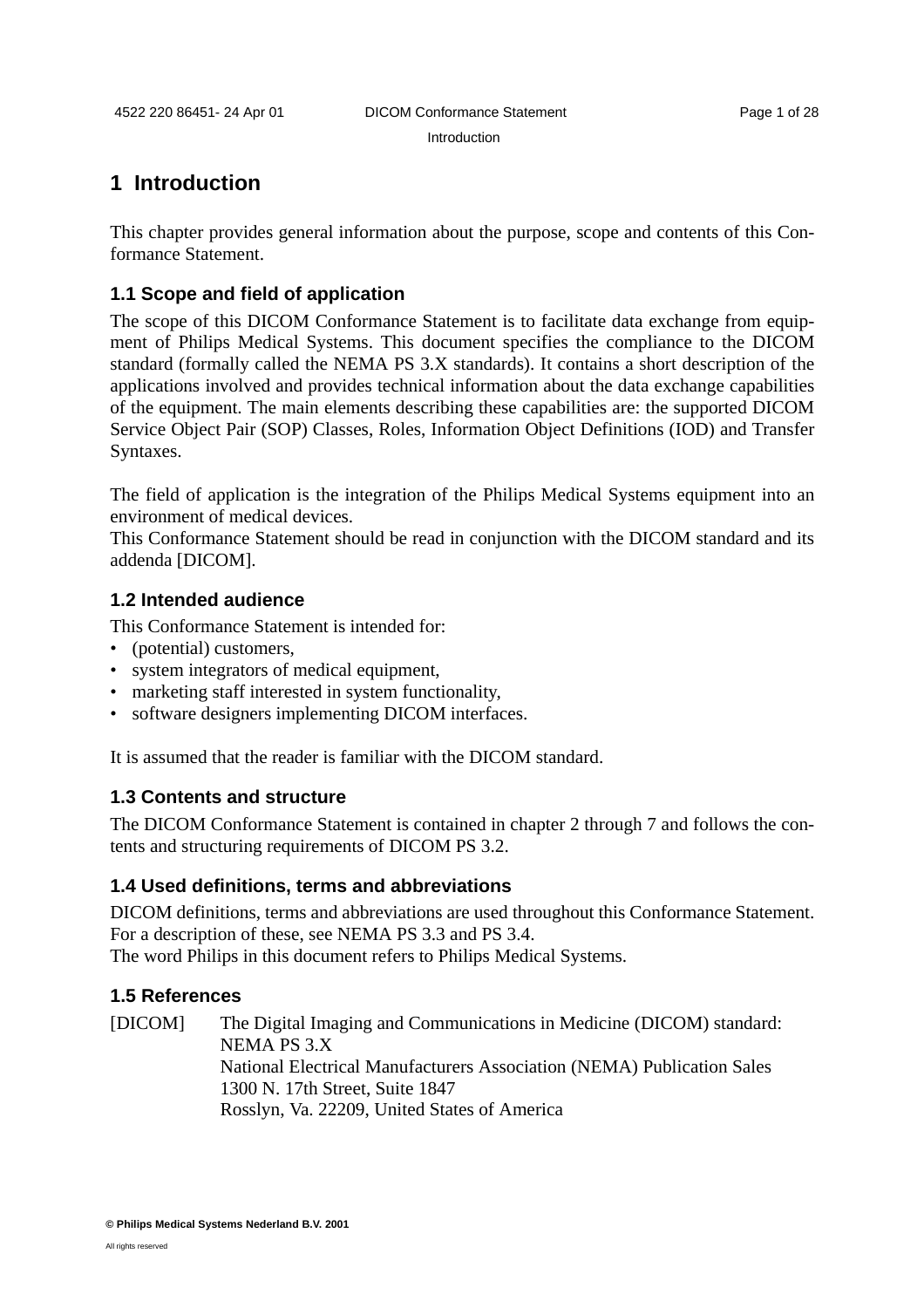# 1 Introduction

This chapter provides general information about the purpose, scope and contents of this Conformance Statement.

## 1.1 Scope and field of application

The scope of this DICOM Conformance Statement is to facilitate data exchange from equipment of Philips Medical Systems. This document specifies the compliance to the DICOM standard (formally called the NEMA PS 3.X standards). It contains a short description of the applications involved and provides technical information about the data exchange capabilities of the equipment. The main elements describing these capabilities are: the supported DICOM Service Object Pair (SOP) Classes, Roles, Information Object Definitions (IOD) and Transfer Syntaxes.

The field of application is the integration of the Philips Medical Systems equipment into an environment of medical devices.
This Conformance Statement should be read in conjunction with the DICOM standard and its addenda [DICOM].

## 1.2 Intended audience

This Conformance Statement is intended for:

- (potential) customers,
- system integrators of medical equipment,
- marketing staff interested in system functionality,
- software designers implementing DICOM interfaces.

It is assumed that the reader is familiar with the DICOM standard.

## 1.3 Contents and structure

The DICOM Conformance Statement is contained in chapter 2 through 7 and follows the contents and structuring requirements of DICOM PS 3.2.

## 1.4 Used definitions, terms and abbreviations

DICOM definitions, terms and abbreviations are used throughout this Conformance Statement. For a description of these, see NEMA PS 3.3 and PS 3.4.
The word Philips in this document refers to Philips Medical Systems.

## 1.5 References

[DICOM] The Digital Imaging and Communications in Medicine (DICOM) standard:
NEMA PS 3.X
National Electrical Manufacturers Association (NEMA) Publication Sales
1300 N. 17th Street, Suite 1847
Rosslyn, Va. 22209, United States of America

**© Philips Medical Systems Nederland B.V. 2001**

All rights reserved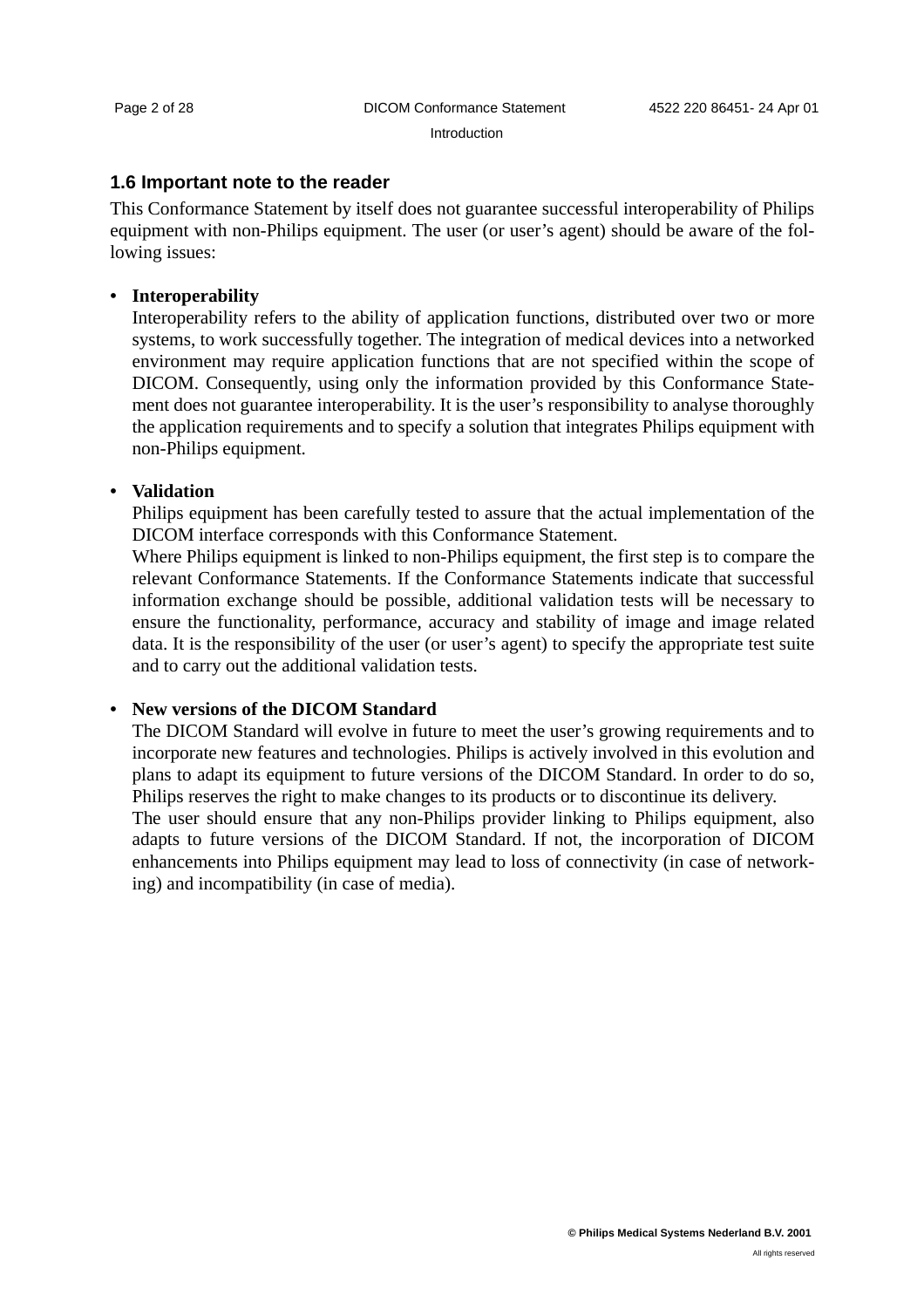### 1.6 Important note to the reader

This Conformance Statement by itself does not guarantee successful interoperability of Philips equipment with non-Philips equipment. The user (or user’s agent) should be aware of the following issues:

- **Interoperability**
  Interoperability refers to the ability of application functions, distributed over two or more systems, to work successfully together. The integration of medical devices into a networked environment may require application functions that are not specified within the scope of DICOM. Consequently, using only the information provided by this Conformance Statement does not guarantee interoperability. It is the user’s responsibility to analyse thoroughly the application requirements and to specify a solution that integrates Philips equipment with non-Philips equipment.

- **Validation**
  Philips equipment has been carefully tested to assure that the actual implementation of the DICOM interface corresponds with this Conformance Statement.
  Where Philips equipment is linked to non-Philips equipment, the first step is to compare the relevant Conformance Statements. If the Conformance Statements indicate that successful information exchange should be possible, additional validation tests will be necessary to ensure the functionality, performance, accuracy and stability of image and image related data. It is the responsibility of the user (or user’s agent) to specify the appropriate test suite and to carry out the additional validation tests.

- **New versions of the DICOM Standard**
  The DICOM Standard will evolve in future to meet the user’s growing requirements and to incorporate new features and technologies. Philips is actively involved in this evolution and plans to adapt its equipment to future versions of the DICOM Standard. In order to do so, Philips reserves the right to make changes to its products or to discontinue its delivery.
  The user should ensure that any non-Philips provider linking to Philips equipment, also adapts to future versions of the DICOM Standard. If not, the incorporation of DICOM enhancements into Philips equipment may lead to loss of connectivity (in case of networking) and incompatibility (in case of media).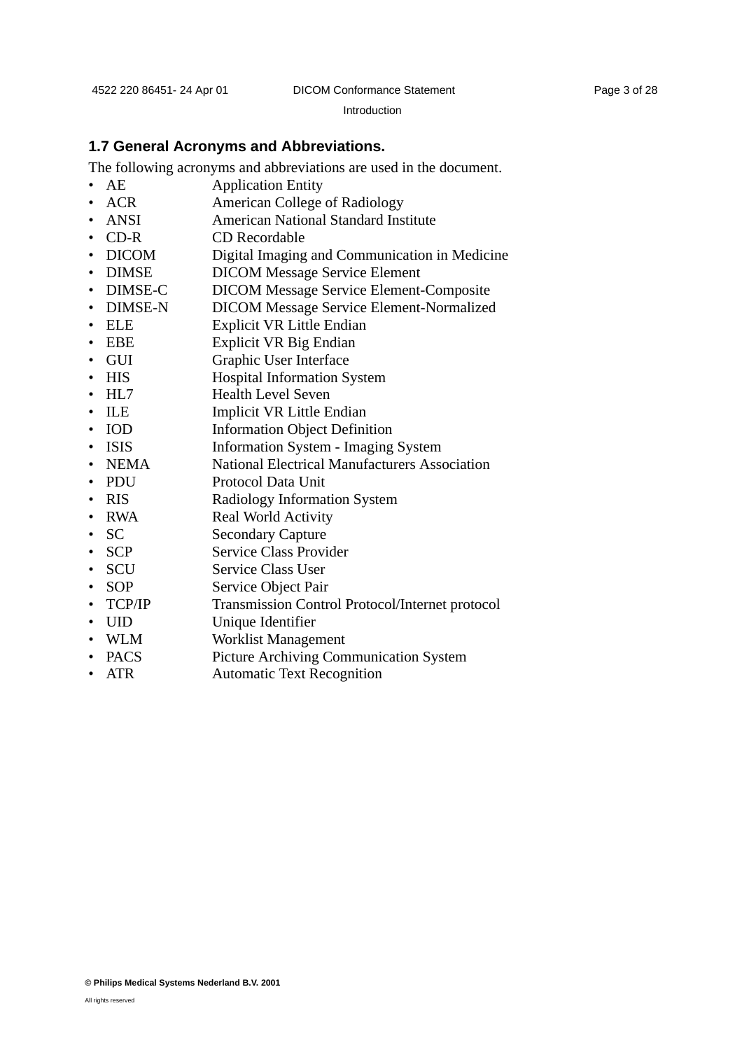### 1.7 General Acronyms and Abbreviations.

The following acronyms and abbreviations are used in the document.

- AE Application Entity
- ACR American College of Radiology
- ANSI American National Standard Institute
- CD-R CD Recordable
- DICOM Digital Imaging and Communication in Medicine
- DIMSE DICOM Message Service Element
- DIMSE-C DICOM Message Service Element-Composite
- DIMSE-N DICOM Message Service Element-Normalized
- ELE Explicit VR Little Endian
- EBE Explicit VR Big Endian
- GUI Graphic User Interface
- HIS Hospital Information System
- HL7 Health Level Seven
- ILE Implicit VR Little Endian
- IOD Information Object Definition
- ISIS Information System - Imaging System
- NEMA National Electrical Manufacturers Association
- PDU Protocol Data Unit
- RIS Radiology Information System
- RWA Real World Activity
- SC Secondary Capture
- SCP Service Class Provider
- SCU Service Class User
- SOP Service Object Pair
- TCP/IP Transmission Control Protocol/Internet protocol
- UID Unique Identifier
- WLM Worklist Management
- PACS Picture Archiving Communication System
- ATR Automatic Text Recognition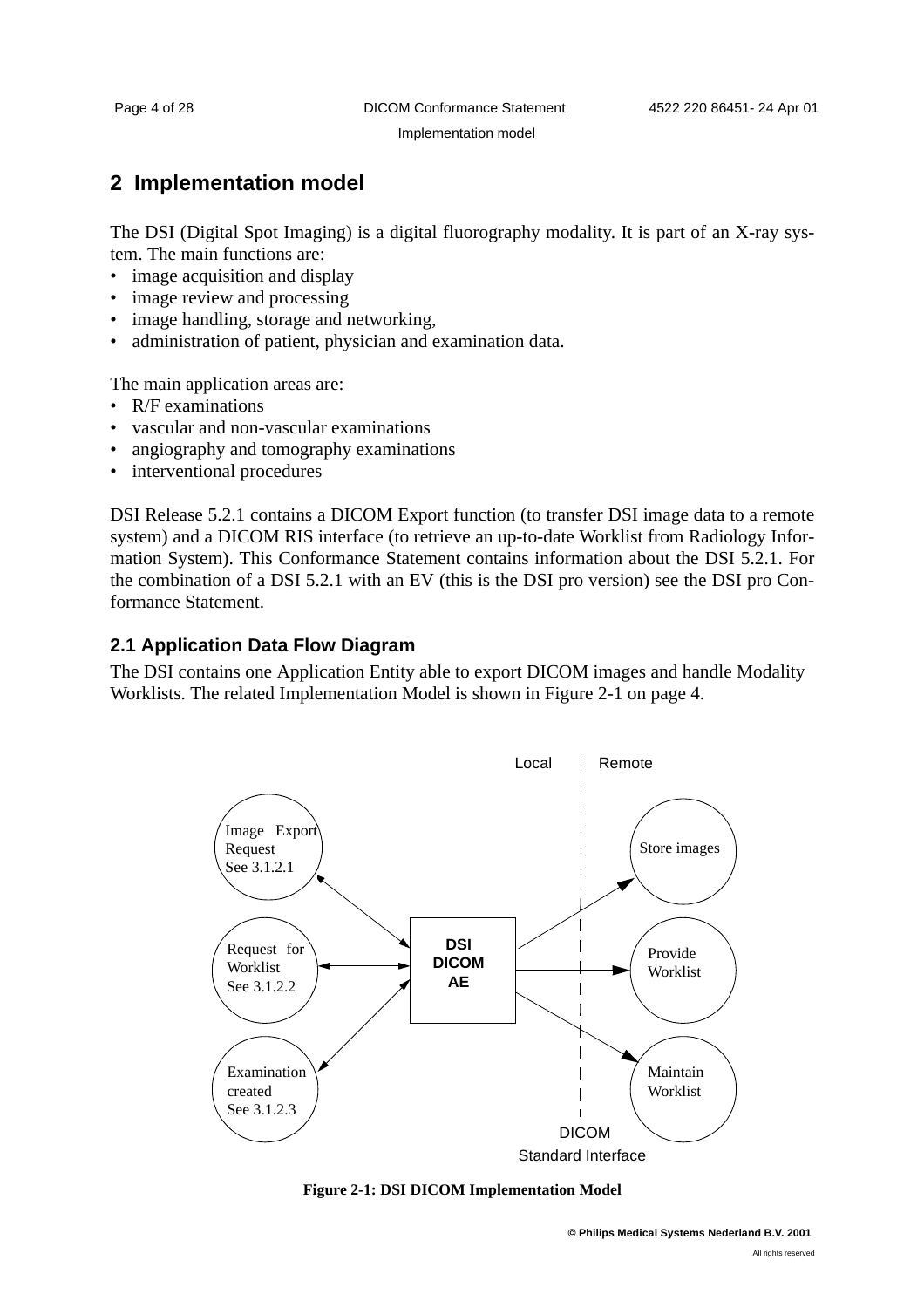# 2 Implementation model

The DSI (Digital Spot Imaging) is a digital fluorography modality. It is part of an X-ray system. The main functions are:

- image acquisition and display
- image review and processing
- image handling, storage and networking,
- administration of patient, physician and examination data.

The main application areas are:

- R/F examinations
- vascular and non-vascular examinations
- angiography and tomography examinations
- interventional procedures

DSI Release 5.2.1 contains a DICOM Export function (to transfer DSI image data to a remote system) and a DICOM RIS interface (to retrieve an up-to-date Worklist from Radiology Information System). This Conformance Statement contains information about the DSI 5.2.1. For the combination of a DSI 5.2.1 with an EV (this is the DSI pro version) see the DSI pro Conformance Statement.

## 2.1 Application Data Flow Diagram

The DSI contains one Application Entity able to export DICOM images and handle Modality Worklists. The related Implementation Model is shown in Figure 2-1 on page 4.

Local | Remote

Image Export Request See 3.1.2.1

Request for Worklist See 3.1.2.2

Examination created See 3.1.2.3

DSI DICOM AE

Store images

Provide Worklist

Maintain Worklist

DICOM Standard Interface

**Figure 2-1: DSI DICOM Implementation Model**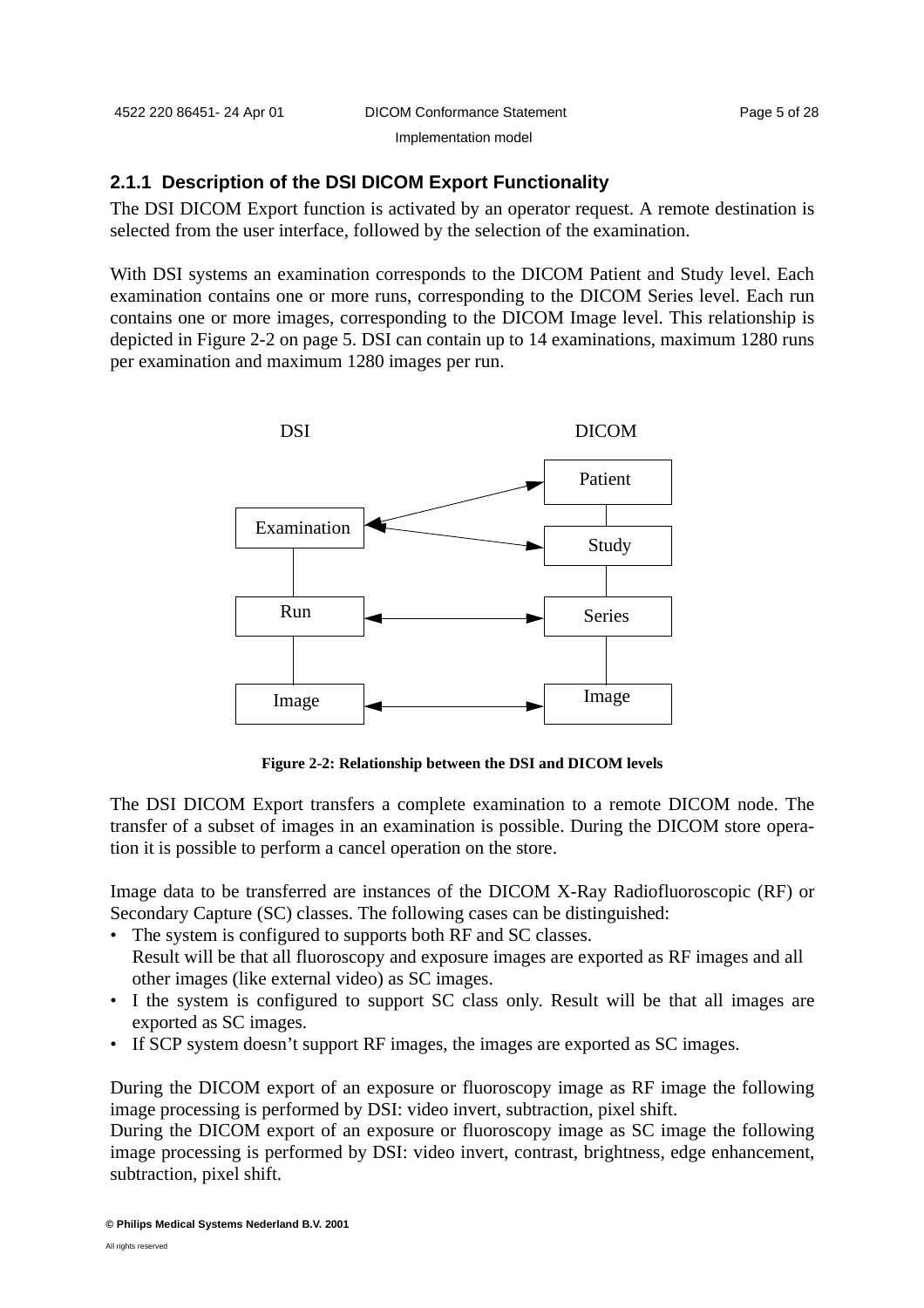### 2.1.1 Description of the DSI DICOM Export Functionality

The DSI DICOM Export function is activated by an operator request. A remote destination is selected from the user interface, followed by the selection of the examination.

With DSI systems an examination corresponds to the DICOM Patient and Study level. Each examination contains one or more runs, corresponding to the DICOM Series level. Each run contains one or more images, corresponding to the DICOM Image level. This relationship is depicted in Figure 2-2 on page 5. DSI can contain up to 14 examinations, maximum 1280 runs per examination and maximum 1280 images per run.

| DSI | DICOM |
| --- | --- |
| Examination | Patient, Study |
| Run | Series |
| Image | Image |

**Figure 2-2: Relationship between the DSI and DICOM levels**

The DSI DICOM Export transfers a complete examination to a remote DICOM node. The transfer of a subset of images in an examination is possible. During the DICOM store operation it is possible to perform a cancel operation on the store.

Image data to be transferred are instances of the DICOM X-Ray Radiofluoroscopic (RF) or Secondary Capture (SC) classes. The following cases can be distinguished:

- The system is configured to supports both RF and SC classes.
  Result will be that all fluoroscopy and exposure images are exported as RF images and all other images (like external video) as SC images.
- I the system is configured to support SC class only. Result will be that all images are exported as SC images.
- If SCP system doesn't support RF images, the images are exported as SC images.

During the DICOM export of an exposure or fluoroscopy image as RF image the following image processing is performed by DSI: video invert, subtraction, pixel shift.
During the DICOM export of an exposure or fluoroscopy image as SC image the following image processing is performed by DSI: video invert, contrast, brightness, edge enhancement, subtraction, pixel shift.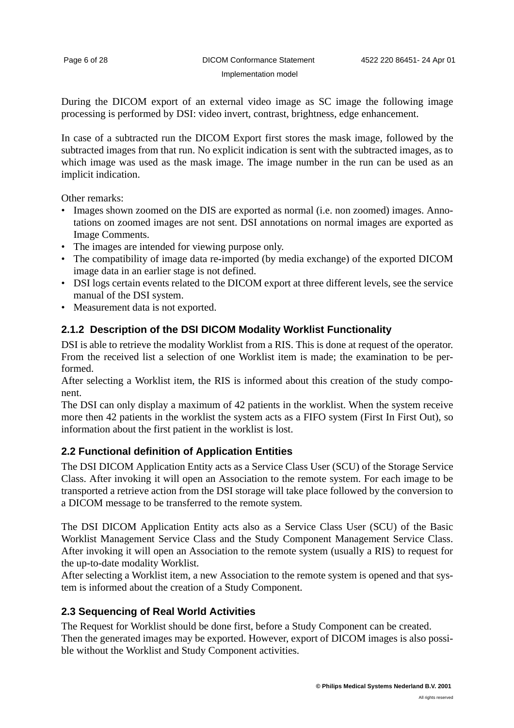During the DICOM export of an external video image as SC image the following image processing is performed by DSI: video invert, contrast, brightness, edge enhancement.

In case of a subtracted run the DICOM Export first stores the mask image, followed by the subtracted images from that run. No explicit indication is sent with the subtracted images, as to which image was used as the mask image. The image number in the run can be used as an implicit indication.

Other remarks:

- Images shown zoomed on the DIS are exported as normal (i.e. non zoomed) images. Annotations on zoomed images are not sent. DSI annotations on normal images are exported as Image Comments.
- The images are intended for viewing purpose only.
- The compatibility of image data re-imported (by media exchange) of the exported DICOM image data in an earlier stage is not defined.
- DSI logs certain events related to the DICOM export at three different levels, see the service manual of the DSI system.
- Measurement data is not exported.

### 2.1.2 Description of the DSI DICOM Modality Worklist Functionality

DSI is able to retrieve the modality Worklist from a RIS. This is done at request of the operator. From the received list a selection of one Worklist item is made; the examination to be performed.

After selecting a Worklist item, the RIS is informed about this creation of the study component.

The DSI can only display a maximum of 42 patients in the worklist. When the system receive more then 42 patients in the worklist the system acts as a FIFO system (First In First Out), so information about the first patient in the worklist is lost.

## 2.2 Functional definition of Application Entities

The DSI DICOM Application Entity acts as a Service Class User (SCU) of the Storage Service Class. After invoking it will open an Association to the remote system. For each image to be transported a retrieve action from the DSI storage will take place followed by the conversion to a DICOM message to be transferred to the remote system.

The DSI DICOM Application Entity acts also as a Service Class User (SCU) of the Basic Worklist Management Service Class and the Study Component Management Service Class. After invoking it will open an Association to the remote system (usually a RIS) to request for the up-to-date modality Worklist.

After selecting a Worklist item, a new Association to the remote system is opened and that system is informed about the creation of a Study Component.

## 2.3 Sequencing of Real World Activities

The Request for Worklist should be done first, before a Study Component can be created.

Then the generated images may be exported. However, export of DICOM images is also possible without the Worklist and Study Component activities.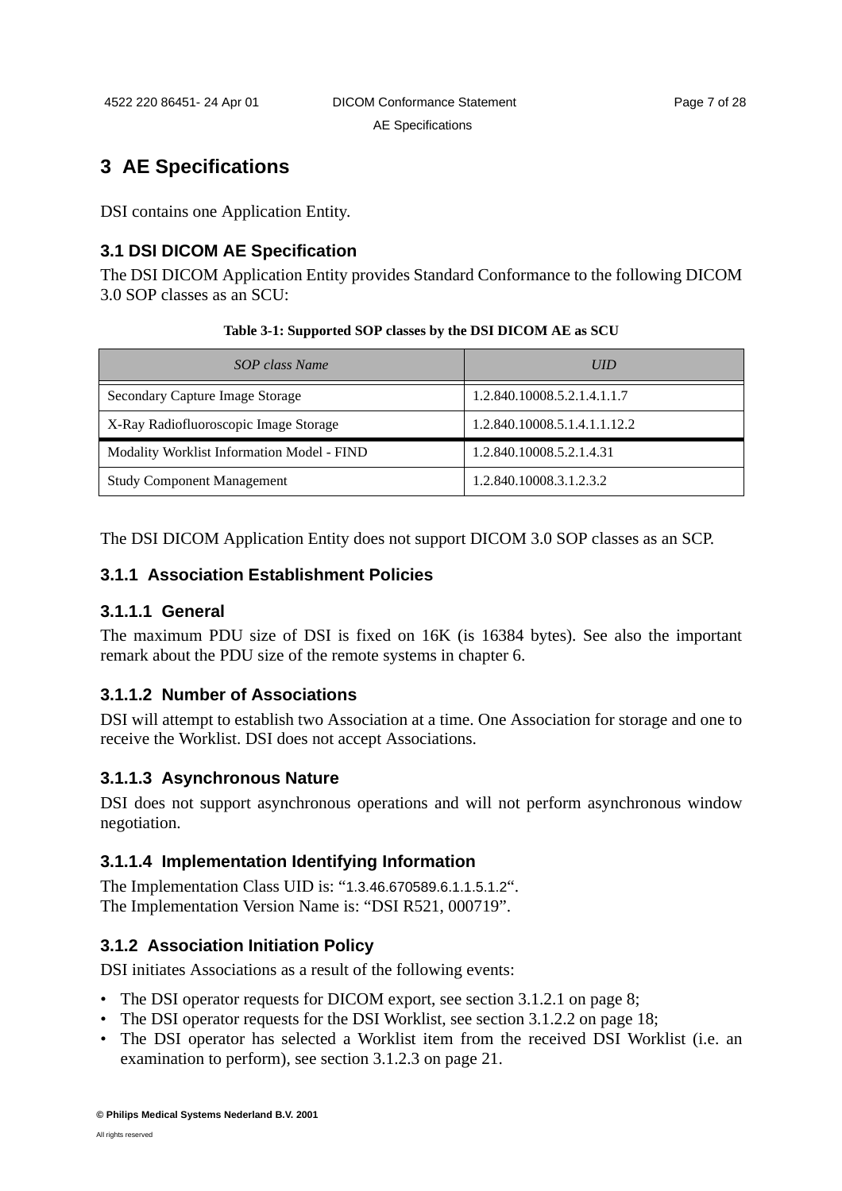# 3 AE Specifications

DSI contains one Application Entity.

## 3.1 DSI DICOM AE Specification

The DSI DICOM Application Entity provides Standard Conformance to the following DICOM 3.0 SOP classes as an SCU:

**Table 3-1: Supported SOP classes by the DSI DICOM AE as SCU**

| *SOP class Name* | *UID* |
|---|---|
| Secondary Capture Image Storage | 1.2.840.10008.5.2.1.4.1.1.7 |
| X-Ray Radiofluoroscopic Image Storage | 1.2.840.10008.5.1.4.1.1.12.2 |
| Modality Worklist Information Model - FIND | 1.2.840.10008.5.2.1.4.31 |
| Study Component Management | 1.2.840.10008.3.1.2.3.2 |

The DSI DICOM Application Entity does not support DICOM 3.0 SOP classes as an SCP.

### 3.1.1 Association Establishment Policies

#### 3.1.1.1 General

The maximum PDU size of DSI is fixed on 16K (is 16384 bytes). See also the important remark about the PDU size of the remote systems in chapter 6.

#### 3.1.1.2 Number of Associations

DSI will attempt to establish two Association at a time. One Association for storage and one to receive the Worklist. DSI does not accept Associations.

#### 3.1.1.3 Asynchronous Nature

DSI does not support asynchronous operations and will not perform asynchronous window negotiation.

#### 3.1.1.4 Implementation Identifying Information

The Implementation Class UID is: "1.3.46.670589.6.1.1.5.1.2".
The Implementation Version Name is: "DSI R521, 000719".

### 3.1.2 Association Initiation Policy

DSI initiates Associations as a result of the following events:

- The DSI operator requests for DICOM export, see section 3.1.2.1 on page 8;
- The DSI operator requests for the DSI Worklist, see section 3.1.2.2 on page 18;
- The DSI operator has selected a Worklist item from the received DSI Worklist (i.e. an examination to perform), see section 3.1.2.3 on page 21.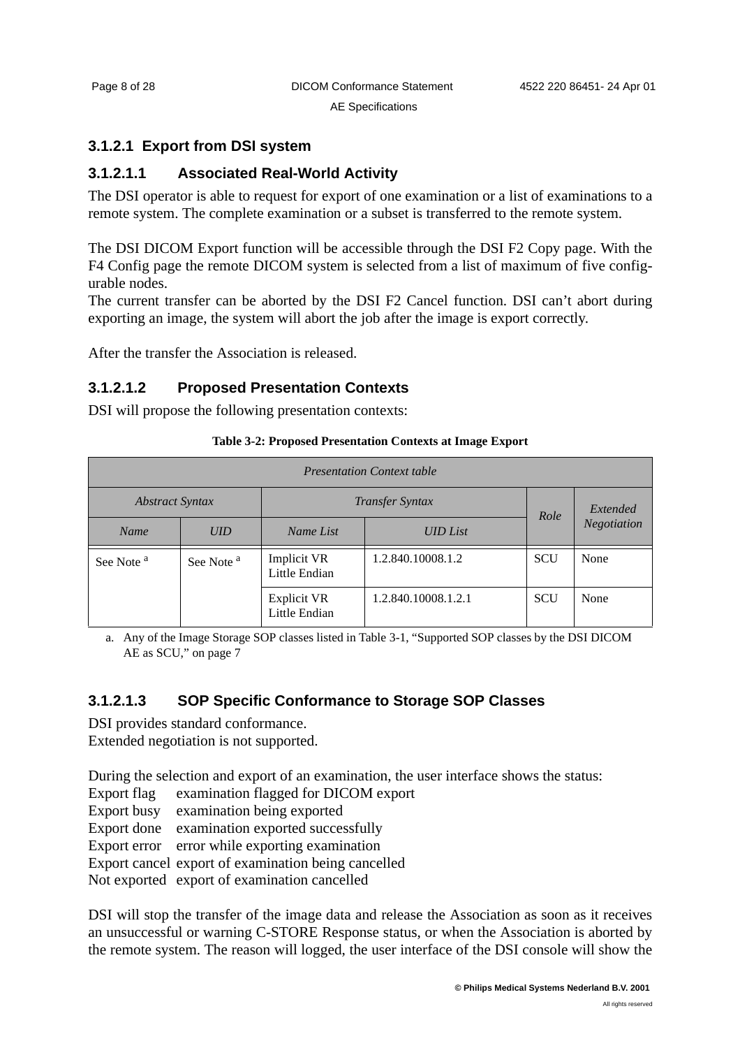### 3.1.2.1 Export from DSI system

#### 3.1.2.1.1 Associated Real-World Activity

The DSI operator is able to request for export of one examination or a list of examinations to a remote system. The complete examination or a subset is transferred to the remote system.

The DSI DICOM Export function will be accessible through the DSI F2 Copy page. With the F4 Config page the remote DICOM system is selected from a list of maximum of five configurable nodes.
The current transfer can be aborted by the DSI F2 Cancel function. DSI can't abort during exporting an image, the system will abort the job after the image is export correctly.

After the transfer the Association is released.

#### 3.1.2.1.2 Proposed Presentation Contexts

DSI will propose the following presentation contexts:

**Table 3-2: Proposed Presentation Contexts at Image Export**

| *Presentation Context table* | | | | | |
|---|---|---|---|---|---|
| *Abstract Syntax* | | *Transfer Syntax* | | *Role* | *Extended Negotiation* |
| *Name* | *UID* | *Name List* | *UID List* | | |
| See Note [a] | See Note [a] | Implicit VR Little Endian | 1.2.840.10008.1.2 | SCU | None |
| | | Explicit VR Little Endian | 1.2.840.10008.1.2.1 | SCU | None |

a. Any of the Image Storage SOP classes listed in Table 3-1, "Supported SOP classes by the DSI DICOM AE as SCU," on page 7

#### 3.1.2.1.3 SOP Specific Conformance to Storage SOP Classes

DSI provides standard conformance.
Extended negotiation is not supported.

During the selection and export of an examination, the user interface shows the status:
Export flag examination flagged for DICOM export
Export busy examination being exported
Export done examination exported successfully
Export error error while exporting examination
Export cancel export of examination being cancelled
Not exported export of examination cancelled

DSI will stop the transfer of the image data and release the Association as soon as it receives an unsuccessful or warning C-STORE Response status, or when the Association is aborted by the remote system. The reason will logged, the user interface of the DSI console will show the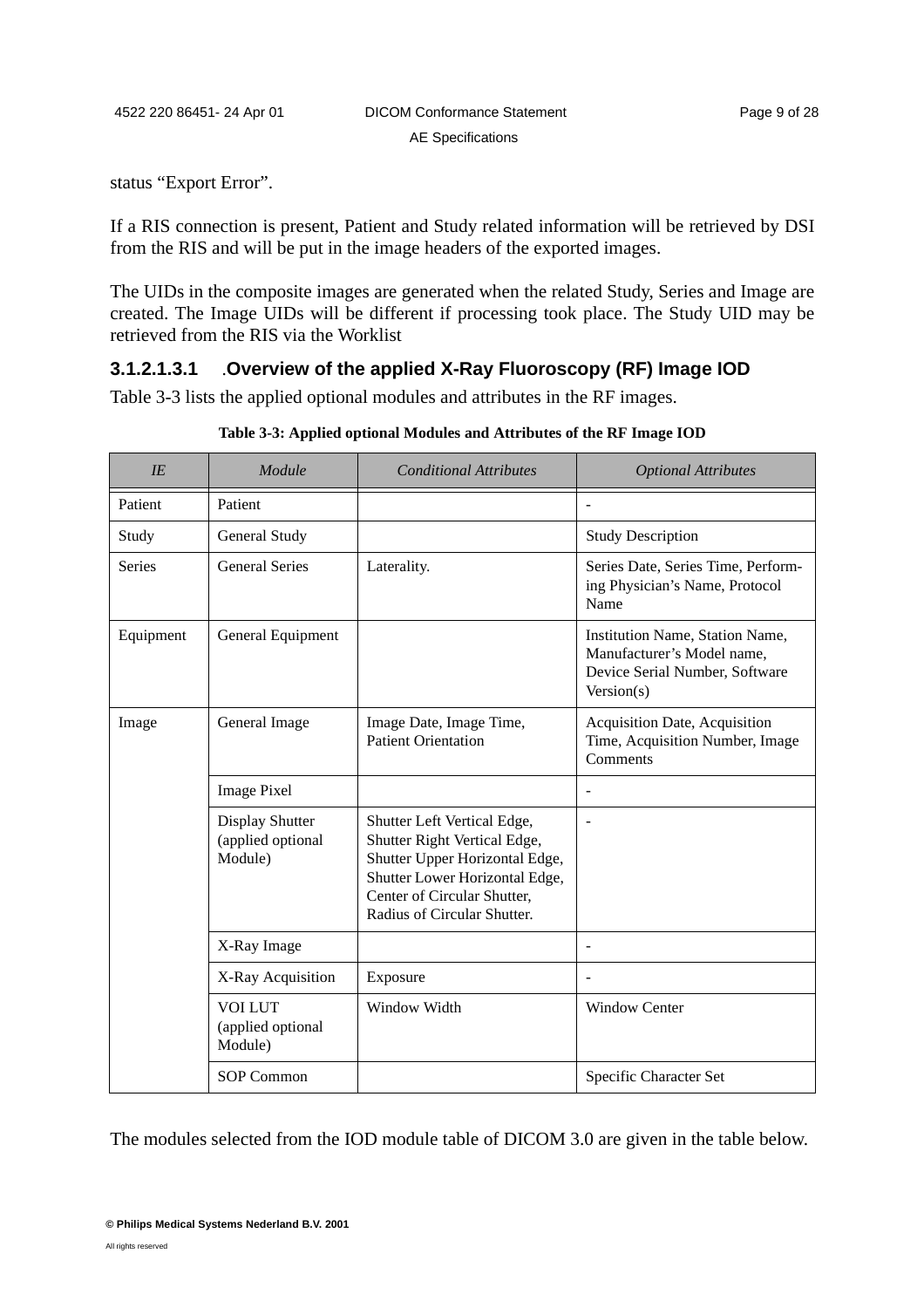status “Export Error”.

If a RIS connection is present, Patient and Study related information will be retrieved by DSI from the RIS and will be put in the image headers of the exported images.

The UIDs in the composite images are generated when the related Study, Series and Image are created. The Image UIDs will be different if processing took place. The Study UID may be retrieved from the RIS via the Worklist

#### 3.1.2.1.3.1 .Overview of the applied X-Ray Fluoroscopy (RF) Image IOD

Table 3-3 lists the applied optional modules and attributes in the RF images.

**Table 3-3: Applied optional Modules and Attributes of the RF Image IOD**

| *IE* | *Module* | *Conditional Attributes* | *Optional Attributes* |
|---|---|---|---|
| Patient | Patient | | - |
| Study | General Study | | Study Description |
| Series | General Series | Laterality. | Series Date, Series Time, Performing Physician’s Name, Protocol Name |
| Equipment | General Equipment | | Institution Name, Station Name, Manufacturer’s Model name, Device Serial Number, Software Version(s) |
| Image | General Image | Image Date, Image Time, Patient Orientation | Acquisition Date, Acquisition Time, Acquisition Number, Image Comments |
| | Image Pixel | | - |
| | Display Shutter (applied optional Module) | Shutter Left Vertical Edge, Shutter Right Vertical Edge, Shutter Upper Horizontal Edge, Shutter Lower Horizontal Edge, Center of Circular Shutter, Radius of Circular Shutter. | - |
| | X-Ray Image | | - |
| | X-Ray Acquisition | Exposure | - |
| | VOI LUT (applied optional Module) | Window Width | Window Center |
| | SOP Common | | Specific Character Set |

The modules selected from the IOD module table of DICOM 3.0 are given in the table below.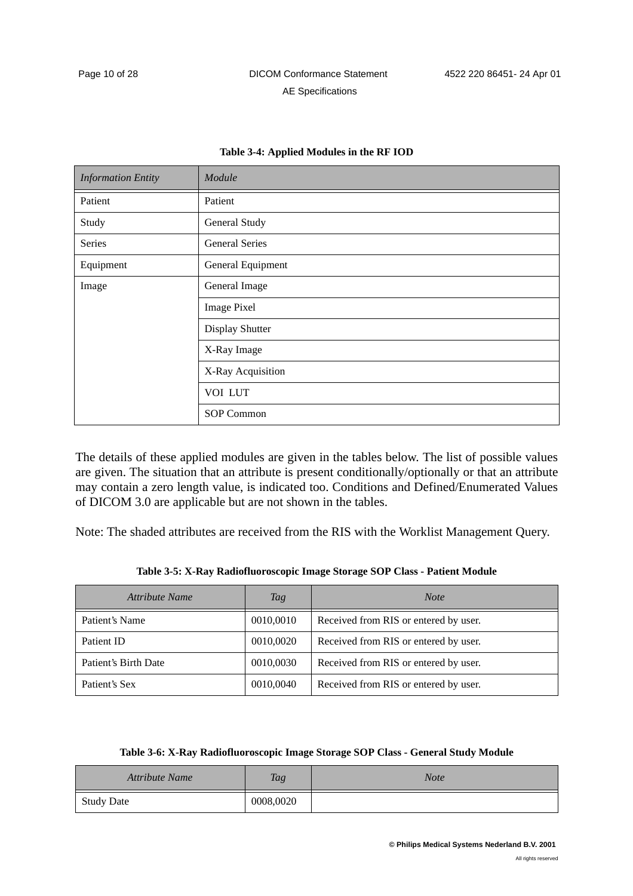**Table 3-4: Applied Modules in the RF IOD**

| *Information Entity* | *Module* |
| --- | --- |
| Patient | Patient |
| Study | General Study |
| Series | General Series |
| Equipment | General Equipment |
| Image | General Image |
| | Image Pixel |
| | Display Shutter |
| | X-Ray Image |
| | X-Ray Acquisition |
| | VOI LUT |
| | SOP Common |

The details of these applied modules are given in the tables below. The list of possible values are given. The situation that an attribute is present conditionally/optionally or that an attribute may contain a zero length value, is indicated too. Conditions and Defined/Enumerated Values of DICOM 3.0 are applicable but are not shown in the tables.

Note: The shaded attributes are received from the RIS with the Worklist Management Query.

**Table 3-5: X-Ray Radiofluoroscopic Image Storage SOP Class - Patient Module**

| *Attribute Name* | *Tag* | *Note* |
| --- | --- | --- |
| Patient's Name | 0010,0010 | Received from RIS or entered by user. |
| Patient ID | 0010,0020 | Received from RIS or entered by user. |
| Patient's Birth Date | 0010,0030 | Received from RIS or entered by user. |
| Patient's Sex | 0010,0040 | Received from RIS or entered by user. |

**Table 3-6: X-Ray Radiofluoroscopic Image Storage SOP Class - General Study Module**

| *Attribute Name* | *Tag* | *Note* |
| --- | --- | --- |
| Study Date | 0008,0020 | |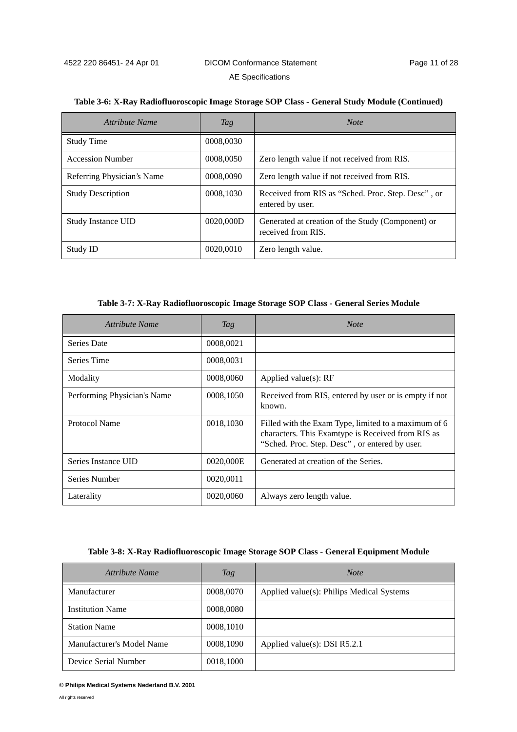**Table 3-6: X-Ray Radiofluoroscopic Image Storage SOP Class - General Study Module (Continued)**

| *Attribute Name* | *Tag* | *Note* |
|---|---|---|
| Study Time | 0008,0030 | |
| Accession Number | 0008,0050 | Zero length value if not received from RIS. |
| Referring Physician's Name | 0008,0090 | Zero length value if not received from RIS. |
| Study Description | 0008,1030 | Received from RIS as "Sched. Proc. Step. Desc" , or entered by user. |
| Study Instance UID | 0020,000D | Generated at creation of the Study (Component) or received from RIS. |
| Study ID | 0020,0010 | Zero length value. |

**Table 3-7: X-Ray Radiofluoroscopic Image Storage SOP Class - General Series Module**

| *Attribute Name* | *Tag* | *Note* |
|---|---|---|
| Series Date | 0008,0021 | |
| Series Time | 0008,0031 | |
| Modality | 0008,0060 | Applied value(s): RF |
| Performing Physician's Name | 0008,1050 | Received from RIS, entered by user or is empty if not known. |
| Protocol Name | 0018,1030 | Filled with the Exam Type, limited to a maximum of 6 characters. This Examtype is Received from RIS as "Sched. Proc. Step. Desc" , or entered by user. |
| Series Instance UID | 0020,000E | Generated at creation of the Series. |
| Series Number | 0020,0011 | |
| Laterality | 0020,0060 | Always zero length value. |

**Table 3-8: X-Ray Radiofluoroscopic Image Storage SOP Class - General Equipment Module**

| *Attribute Name* | *Tag* | *Note* |
|---|---|---|
| Manufacturer | 0008,0070 | Applied value(s): Philips Medical Systems |
| Institution Name | 0008,0080 | |
| Station Name | 0008,1010 | |
| Manufacturer's Model Name | 0008,1090 | Applied value(s): DSI R5.2.1 |
| Device Serial Number | 0018,1000 | |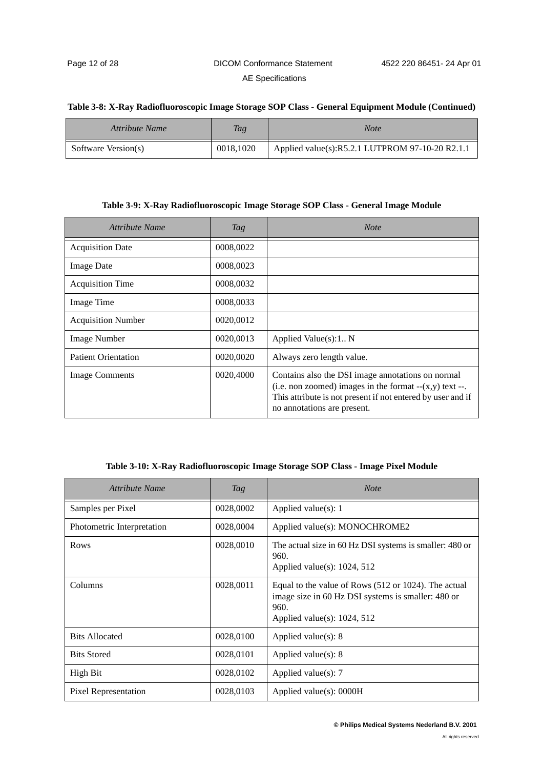**Table 3-8: X-Ray Radiofluoroscopic Image Storage SOP Class - General Equipment Module (Continued)**

| *Attribute Name* | *Tag* | *Note* |
|---|---|---|
| Software Version(s) | 0018,1020 | Applied value(s):R5.2.1 LUTPROM 97-10-20 R2.1.1 |

**Table 3-9: X-Ray Radiofluoroscopic Image Storage SOP Class - General Image Module**

| *Attribute Name* | *Tag* | *Note* |
|---|---|---|
| Acquisition Date | 0008,0022 | |
| Image Date | 0008,0023 | |
| Acquisition Time | 0008,0032 | |
| Image Time | 0008,0033 | |
| Acquisition Number | 0020,0012 | |
| Image Number | 0020,0013 | Applied Value(s):1.. N |
| Patient Orientation | 0020,0020 | Always zero length value. |
| Image Comments | 0020,4000 | Contains also the DSI image annotations on normal (i.e. non zoomed) images in the format --(x,y) text --. This attribute is not present if not entered by user and if no annotations are present. |

**Table 3-10: X-Ray Radiofluoroscopic Image Storage SOP Class - Image Pixel Module**

| *Attribute Name* | *Tag* | *Note* |
|---|---|---|
| Samples per Pixel | 0028,0002 | Applied value(s): 1 |
| Photometric Interpretation | 0028,0004 | Applied value(s): MONOCHROME2 |
| Rows | 0028,0010 | The actual size in 60 Hz DSI systems is smaller: 480 or 960.<br>Applied value(s): 1024, 512 |
| Columns | 0028,0011 | Equal to the value of Rows (512 or 1024). The actual image size in 60 Hz DSI systems is smaller: 480 or 960.<br>Applied value(s): 1024, 512 |
| Bits Allocated | 0028,0100 | Applied value(s): 8 |
| Bits Stored | 0028,0101 | Applied value(s): 8 |
| High Bit | 0028,0102 | Applied value(s): 7 |
| Pixel Representation | 0028,0103 | Applied value(s): 0000H |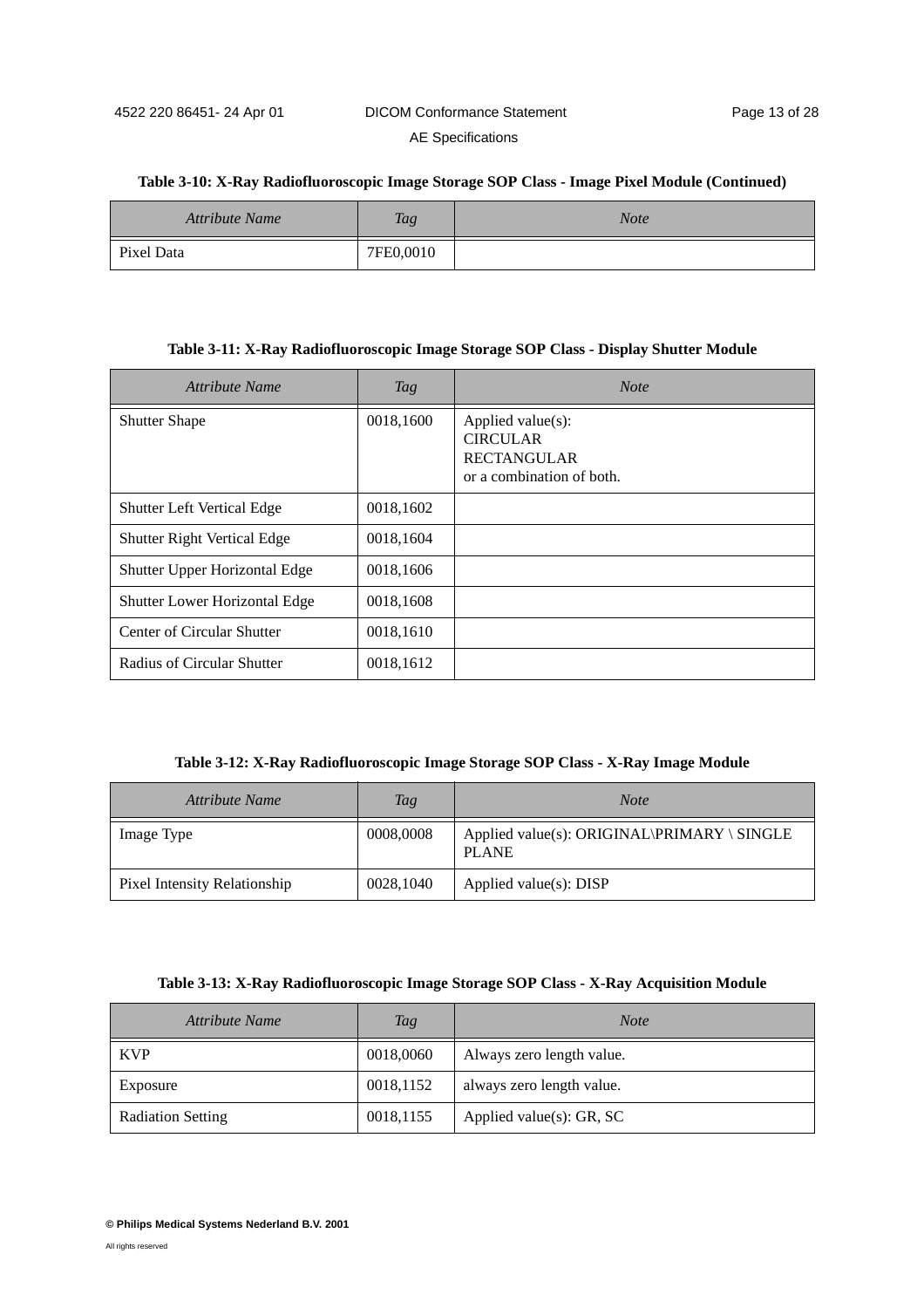**Table 3-10: X-Ray Radiofluoroscopic Image Storage SOP Class - Image Pixel Module (Continued)**

| *Attribute Name* | *Tag* | *Note* |
|---|---|---|
| Pixel Data | 7FE0,0010 | |

**Table 3-11: X-Ray Radiofluoroscopic Image Storage SOP Class - Display Shutter Module**

| *Attribute Name* | *Tag* | *Note* |
|---|---|---|
| Shutter Shape | 0018,1600 | Applied value(s): CIRCULAR RECTANGULAR or a combination of both. |
| Shutter Left Vertical Edge | 0018,1602 | |
| Shutter Right Vertical Edge | 0018,1604 | |
| Shutter Upper Horizontal Edge | 0018,1606 | |
| Shutter Lower Horizontal Edge | 0018,1608 | |
| Center of Circular Shutter | 0018,1610 | |
| Radius of Circular Shutter | 0018,1612 | |

**Table 3-12: X-Ray Radiofluoroscopic Image Storage SOP Class - X-Ray Image Module**

| *Attribute Name* | *Tag* | *Note* |
|---|---|---|
| Image Type | 0008,0008 | Applied value(s): ORIGINAL\PRIMARY \ SINGLE PLANE |
| Pixel Intensity Relationship | 0028,1040 | Applied value(s): DISP |

**Table 3-13: X-Ray Radiofluoroscopic Image Storage SOP Class - X-Ray Acquisition Module**

| *Attribute Name* | *Tag* | *Note* |
|---|---|---|
| KVP | 0018,0060 | Always zero length value. |
| Exposure | 0018,1152 | always zero length value. |
| Radiation Setting | 0018,1155 | Applied value(s): GR, SC |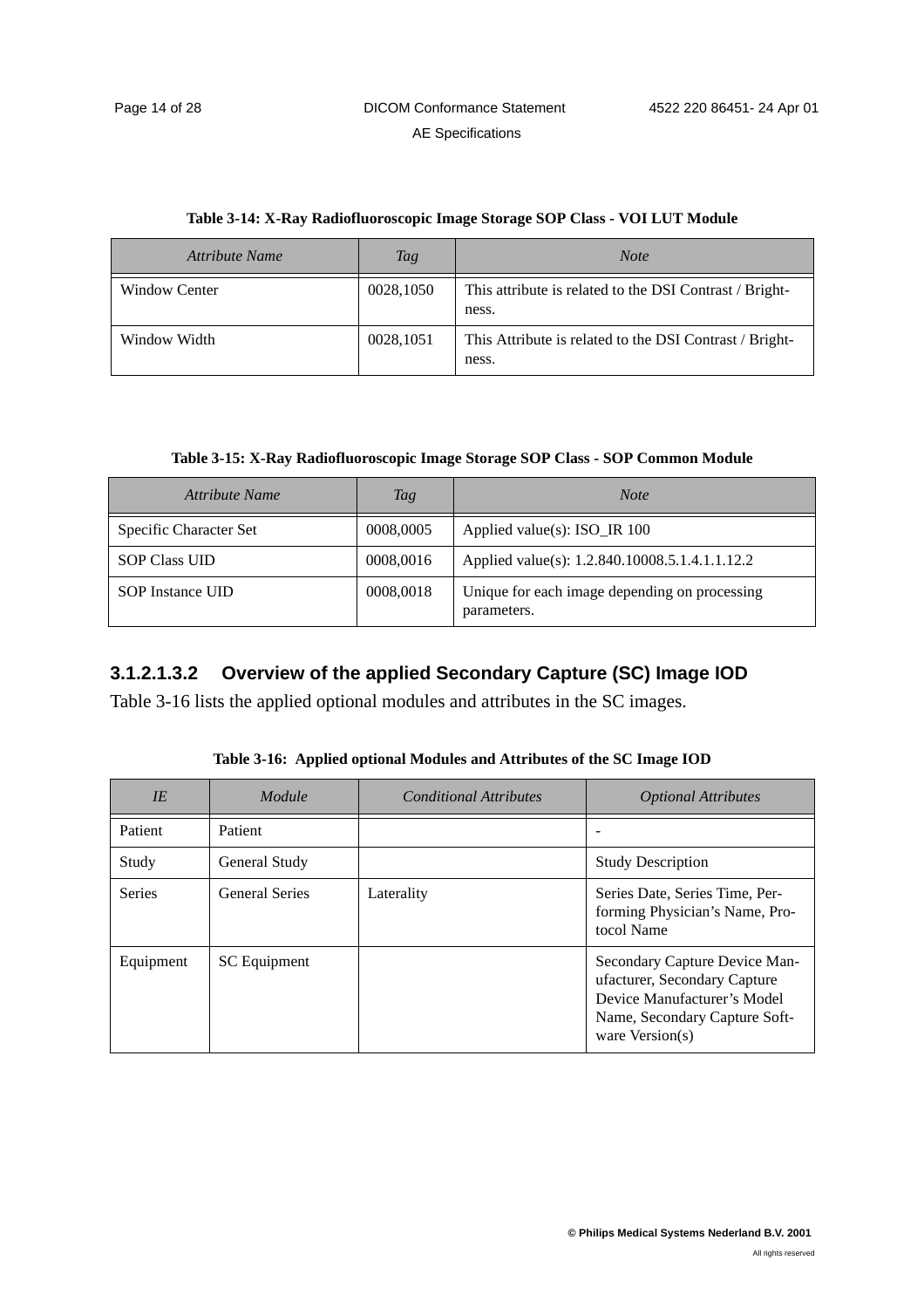**Table 3-14: X-Ray Radiofluoroscopic Image Storage SOP Class - VOI LUT Module**

| *Attribute Name* | *Tag* | *Note* |
|---|---|---|
| Window Center | 0028,1050 | This attribute is related to the DSI Contrast / Brightness. |
| Window Width | 0028,1051 | This Attribute is related to the DSI Contrast / Brightness. |

**Table 3-15: X-Ray Radiofluoroscopic Image Storage SOP Class - SOP Common Module**

| *Attribute Name* | *Tag* | *Note* |
|---|---|---|
| Specific Character Set | 0008,0005 | Applied value(s): ISO_IR 100 |
| SOP Class UID | 0008,0016 | Applied value(s): 1.2.840.10008.5.1.4.1.1.12.2 |
| SOP Instance UID | 0008,0018 | Unique for each image depending on processing parameters. |

#### 3.1.2.1.3.2 Overview of the applied Secondary Capture (SC) Image IOD

Table 3-16 lists the applied optional modules and attributes in the SC images.

**Table 3-16: Applied optional Modules and Attributes of the SC Image IOD**

| *IE* | *Module* | *Conditional Attributes* | *Optional Attributes* |
|---|---|---|---|
| Patient | Patient | | - |
| Study | General Study | | Study Description |
| Series | General Series | Laterality | Series Date, Series Time, Performing Physician's Name, Protocol Name |
| Equipment | SC Equipment | | Secondary Capture Device Manufacturer, Secondary Capture Device Manufacturer's Model Name, Secondary Capture Software Version(s) |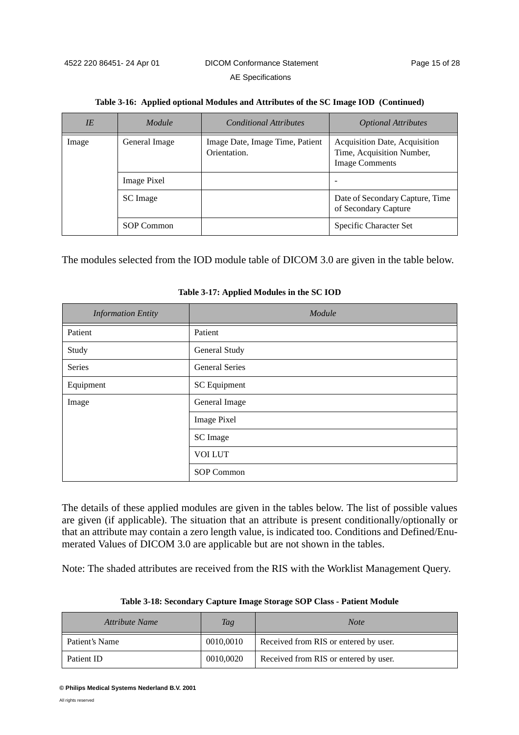**Table 3-16: Applied optional Modules and Attributes of the SC Image IOD (Continued)**

| *IE* | *Module* | *Conditional Attributes* | *Optional Attributes* |
|---|---|---|---|
| Image | General Image | Image Date, Image Time, Patient Orientation. | Acquisition Date, Acquisition Time, Acquisition Number, Image Comments |
| | Image Pixel | | - |
| | SC Image | | Date of Secondary Capture, Time of Secondary Capture |
| | SOP Common | | Specific Character Set |

The modules selected from the IOD module table of DICOM 3.0 are given in the table below.

**Table 3-17: Applied Modules in the SC IOD**

| *Information Entity* | *Module* |
|---|---|
| Patient | Patient |
| Study | General Study |
| Series | General Series |
| Equipment | SC Equipment |
| Image | General Image |
| | Image Pixel |
| | SC Image |
| | VOI LUT |
| | SOP Common |

The details of these applied modules are given in the tables below. The list of possible values are given (if applicable). The situation that an attribute is present conditionally/optionally or that an attribute may contain a zero length value, is indicated too. Conditions and Defined/Enumerated Values of DICOM 3.0 are applicable but are not shown in the tables.

Note: The shaded attributes are received from the RIS with the Worklist Management Query.

**Table 3-18: Secondary Capture Image Storage SOP Class - Patient Module**

| *Attribute Name* | *Tag* | *Note* |
|---|---|---|
| Patient's Name | 0010,0010 | Received from RIS or entered by user. |
| Patient ID | 0010,0020 | Received from RIS or entered by user. |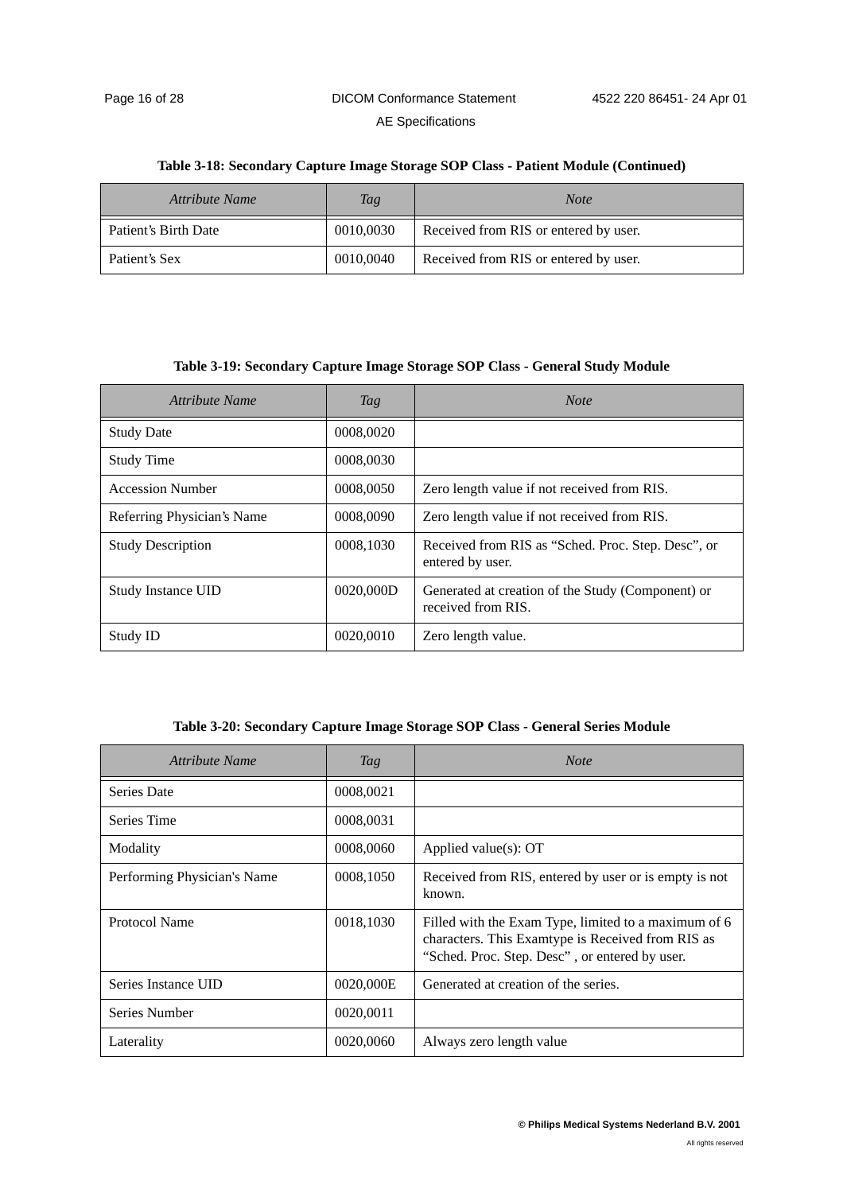**Table 3-18: Secondary Capture Image Storage SOP Class - Patient Module (Continued)**

| *Attribute Name* | *Tag* | *Note* |
|---|---|---|
| Patient's Birth Date | 0010,0030 | Received from RIS or entered by user. |
| Patient's Sex | 0010,0040 | Received from RIS or entered by user. |

**Table 3-19: Secondary Capture Image Storage SOP Class - General Study Module**

| *Attribute Name* | *Tag* | *Note* |
|---|---|---|
| Study Date | 0008,0020 | |
| Study Time | 0008,0030 | |
| Accession Number | 0008,0050 | Zero length value if not received from RIS. |
| Referring Physician's Name | 0008,0090 | Zero length value if not received from RIS. |
| Study Description | 0008,1030 | Received from RIS as "Sched. Proc. Step. Desc", or entered by user. |
| Study Instance UID | 0020,000D | Generated at creation of the Study (Component) or received from RIS. |
| Study ID | 0020,0010 | Zero length value. |

**Table 3-20: Secondary Capture Image Storage SOP Class - General Series Module**

| *Attribute Name* | *Tag* | *Note* |
|---|---|---|
| Series Date | 0008,0021 | |
| Series Time | 0008,0031 | |
| Modality | 0008,0060 | Applied value(s): OT |
| Performing Physician's Name | 0008,1050 | Received from RIS, entered by user or is empty is not known. |
| Protocol Name | 0018,1030 | Filled with the Exam Type, limited to a maximum of 6 characters. This Examtype is Received from RIS as "Sched. Proc. Step. Desc" , or entered by user. |
| Series Instance UID | 0020,000E | Generated at creation of the series. |
| Series Number | 0020,0011 | |
| Laterality | 0020,0060 | Always zero length value |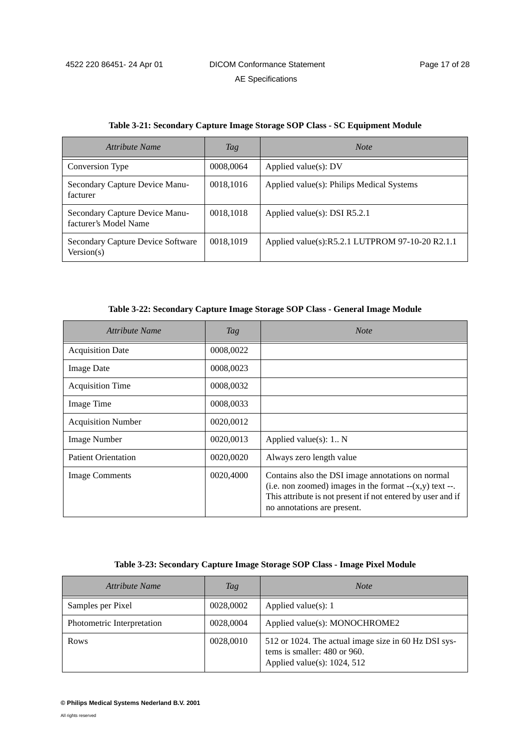**Table 3-21: Secondary Capture Image Storage SOP Class - SC Equipment Module**

| *Attribute Name* | *Tag* | *Note* |
|---|---|---|
| Conversion Type | 0008,0064 | Applied value(s): DV |
| Secondary Capture Device Manufacturer | 0018,1016 | Applied value(s): Philips Medical Systems |
| Secondary Capture Device Manufacturer's Model Name | 0018,1018 | Applied value(s): DSI R5.2.1 |
| Secondary Capture Device Software Version(s) | 0018,1019 | Applied value(s):R5.2.1 LUTPROM 97-10-20 R2.1.1 |

**Table 3-22: Secondary Capture Image Storage SOP Class - General Image Module**

| *Attribute Name* | *Tag* | *Note* |
|---|---|---|
| Acquisition Date | 0008,0022 | |
| Image Date | 0008,0023 | |
| Acquisition Time | 0008,0032 | |
| Image Time | 0008,0033 | |
| Acquisition Number | 0020,0012 | |
| Image Number | 0020,0013 | Applied value(s): 1.. N |
| Patient Orientation | 0020,0020 | Always zero length value |
| Image Comments | 0020,4000 | Contains also the DSI image annotations on normal (i.e. non zoomed) images in the format --(x,y) text --. This attribute is not present if not entered by user and if no annotations are present. |

**Table 3-23: Secondary Capture Image Storage SOP Class - Image Pixel Module**

| *Attribute Name* | *Tag* | *Note* |
|---|---|---|
| Samples per Pixel | 0028,0002 | Applied value(s): 1 |
| Photometric Interpretation | 0028,0004 | Applied value(s): MONOCHROME2 |
| Rows | 0028,0010 | 512 or 1024. The actual image size in 60 Hz DSI systems is smaller: 480 or 960. Applied value(s): 1024, 512 |

**© Philips Medical Systems Nederland B.V. 2001**

All rights reserved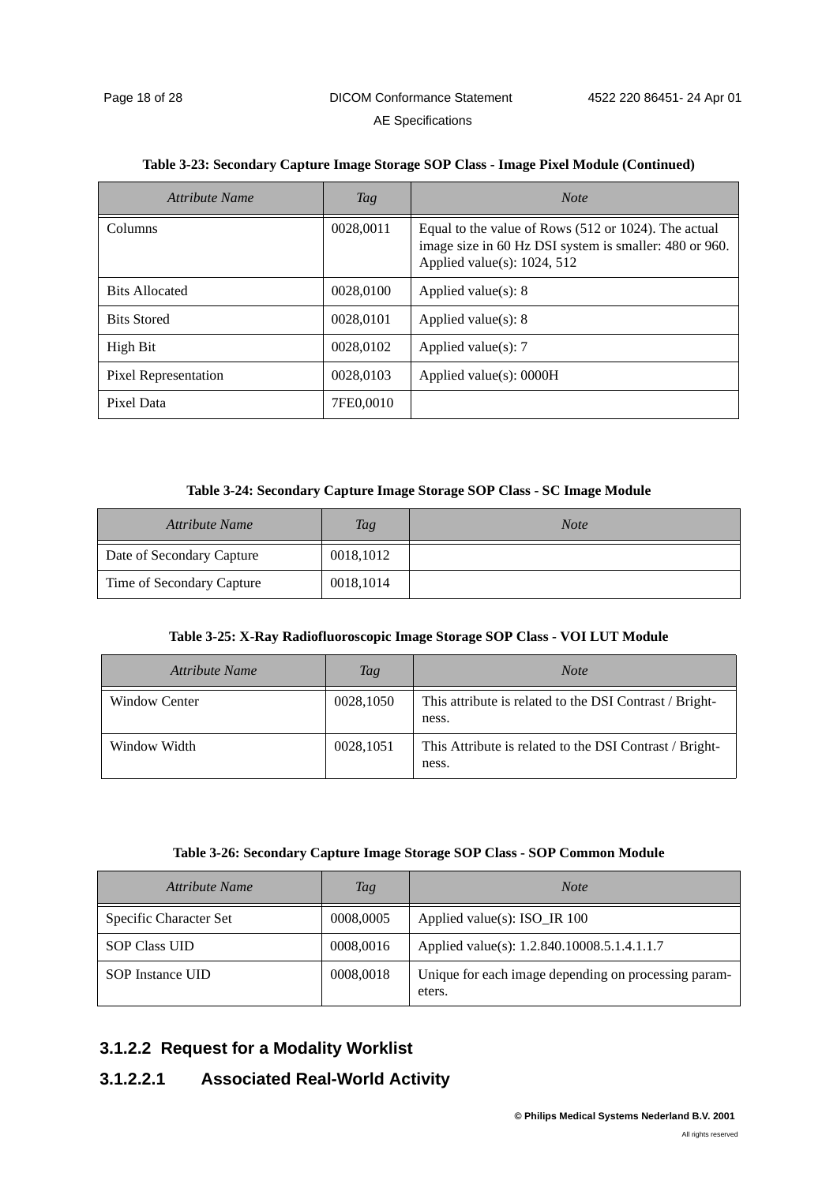**Table 3-23: Secondary Capture Image Storage SOP Class - Image Pixel Module (Continued)**

| *Attribute Name* | *Tag* | *Note* |
|---|---|---|
| Columns | 0028,0011 | Equal to the value of Rows (512 or 1024). The actual image size in 60 Hz DSI system is smaller: 480 or 960. Applied value(s): 1024, 512 |
| Bits Allocated | 0028,0100 | Applied value(s): 8 |
| Bits Stored | 0028,0101 | Applied value(s): 8 |
| High Bit | 0028,0102 | Applied value(s): 7 |
| Pixel Representation | 0028,0103 | Applied value(s): 0000H |
| Pixel Data | 7FE0,0010 | |

**Table 3-24: Secondary Capture Image Storage SOP Class - SC Image Module**

| *Attribute Name* | *Tag* | *Note* |
|---|---|---|
| Date of Secondary Capture | 0018,1012 | |
| Time of Secondary Capture | 0018,1014 | |

**Table 3-25: X-Ray Radiofluoroscopic Image Storage SOP Class - VOI LUT Module**

| *Attribute Name* | *Tag* | *Note* |
|---|---|---|
| Window Center | 0028,1050 | This attribute is related to the DSI Contrast / Brightness. |
| Window Width | 0028,1051 | This Attribute is related to the DSI Contrast / Brightness. |

**Table 3-26: Secondary Capture Image Storage SOP Class - SOP Common Module**

| *Attribute Name* | *Tag* | *Note* |
|---|---|---|
| Specific Character Set | 0008,0005 | Applied value(s): ISO_IR 100 |
| SOP Class UID | 0008,0016 | Applied value(s): 1.2.840.10008.5.1.4.1.1.7 |
| SOP Instance UID | 0008,0018 | Unique for each image depending on processing parameters. |

### 3.1.2.2 Request for a Modality Worklist

#### 3.1.2.2.1 Associated Real-World Activity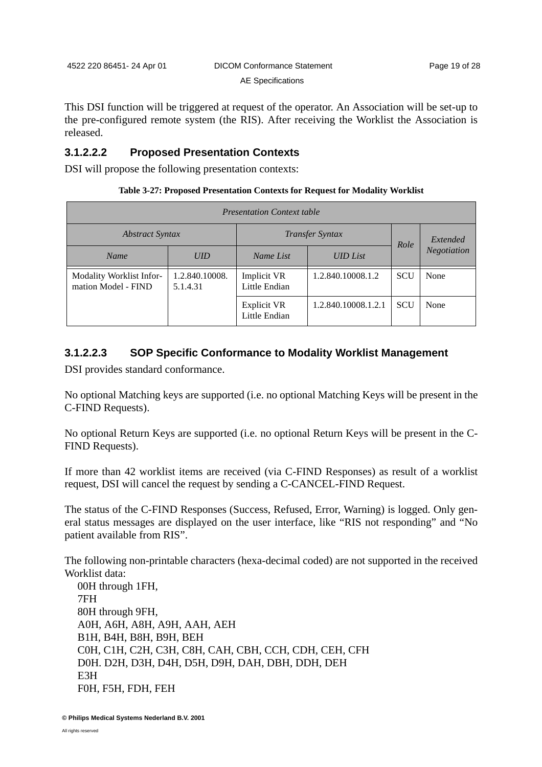This DSI function will be triggered at request of the operator. An Association will be set-up to the pre-configured remote system (the RIS). After receiving the Worklist the Association is released.

#### 3.1.2.2.2 Proposed Presentation Contexts

DSI will propose the following presentation contexts:

**Table 3-27: Proposed Presentation Contexts for Request for Modality Worklist**

| *Presentation Context table* | | | | | |
|---|---|---|---|---|---|
| *Abstract Syntax* | | *Transfer Syntax* | | *Role* | *Extended Negotiation* |
| *Name* | *UID* | *Name List* | *UID List* | | |
| Modality Worklist Information Model - FIND | 1.2.840.10008.5.1.4.31 | Implicit VR Little Endian | 1.2.840.10008.1.2 | SCU | None |
| | | Explicit VR Little Endian | 1.2.840.10008.1.2.1 | SCU | None |

#### 3.1.2.2.3 SOP Specific Conformance to Modality Worklist Management

DSI provides standard conformance.

No optional Matching keys are supported (i.e. no optional Matching Keys will be present in the C-FIND Requests).

No optional Return Keys are supported (i.e. no optional Return Keys will be present in the C-FIND Requests).

If more than 42 worklist items are received (via C-FIND Responses) as result of a worklist request, DSI will cancel the request by sending a C-CANCEL-FIND Request.

The status of the C-FIND Responses (Success, Refused, Error, Warning) is logged. Only general status messages are displayed on the user interface, like “RIS not responding” and “No patient available from RIS”.

The following non-printable characters (hexa-decimal coded) are not supported in the received Worklist data:

00H through 1FH,
7FH
80H through 9FH,
A0H, A6H, A8H, A9H, AAH, AEH
B1H, B4H, B8H, B9H, BEH
C0H, C1H, C2H, C3H, C8H, CAH, CBH, CCH, CDH, CEH, CFH
D0H. D2H, D3H, D4H, D5H, D9H, DAH, DBH, DDH, DEH
E3H
F0H, F5H, FDH, FEH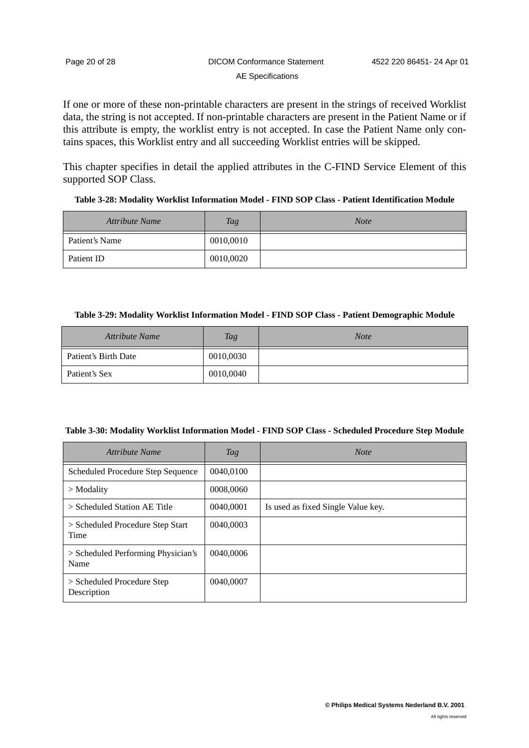If one or more of these non-printable characters are present in the strings of received Worklist data, the string is not accepted. If non-printable characters are present in the Patient Name or if this attribute is empty, the worklist entry is not accepted. In case the Patient Name only contains spaces, this Worklist entry and all succeeding Worklist entries will be skipped.

This chapter specifies in detail the applied attributes in the C-FIND Service Element of this supported SOP Class.

**Table 3-28: Modality Worklist Information Model - FIND SOP Class - Patient Identification Module**

| *Attribute Name* | *Tag* | *Note* |
|---|---|---|
| Patient's Name | 0010,0010 | |
| Patient ID | 0010,0020 | |

**Table 3-29: Modality Worklist Information Model - FIND SOP Class - Patient Demographic Module**

| *Attribute Name* | *Tag* | *Note* |
|---|---|---|
| Patient's Birth Date | 0010,0030 | |
| Patient's Sex | 0010,0040 | |

**Table 3-30: Modality Worklist Information Model - FIND SOP Class - Scheduled Procedure Step Module**

| *Attribute Name* | *Tag* | *Note* |
|---|---|---|
| Scheduled Procedure Step Sequence | 0040,0100 | |
| > Modality | 0008,0060 | |
| > Scheduled Station AE Title | 0040,0001 | Is used as fixed Single Value key. |
| > Scheduled Procedure Step Start Time | 0040,0003 | |
| > Scheduled Performing Physician's Name | 0040,0006 | |
| > Scheduled Procedure Step Description | 0040,0007 | |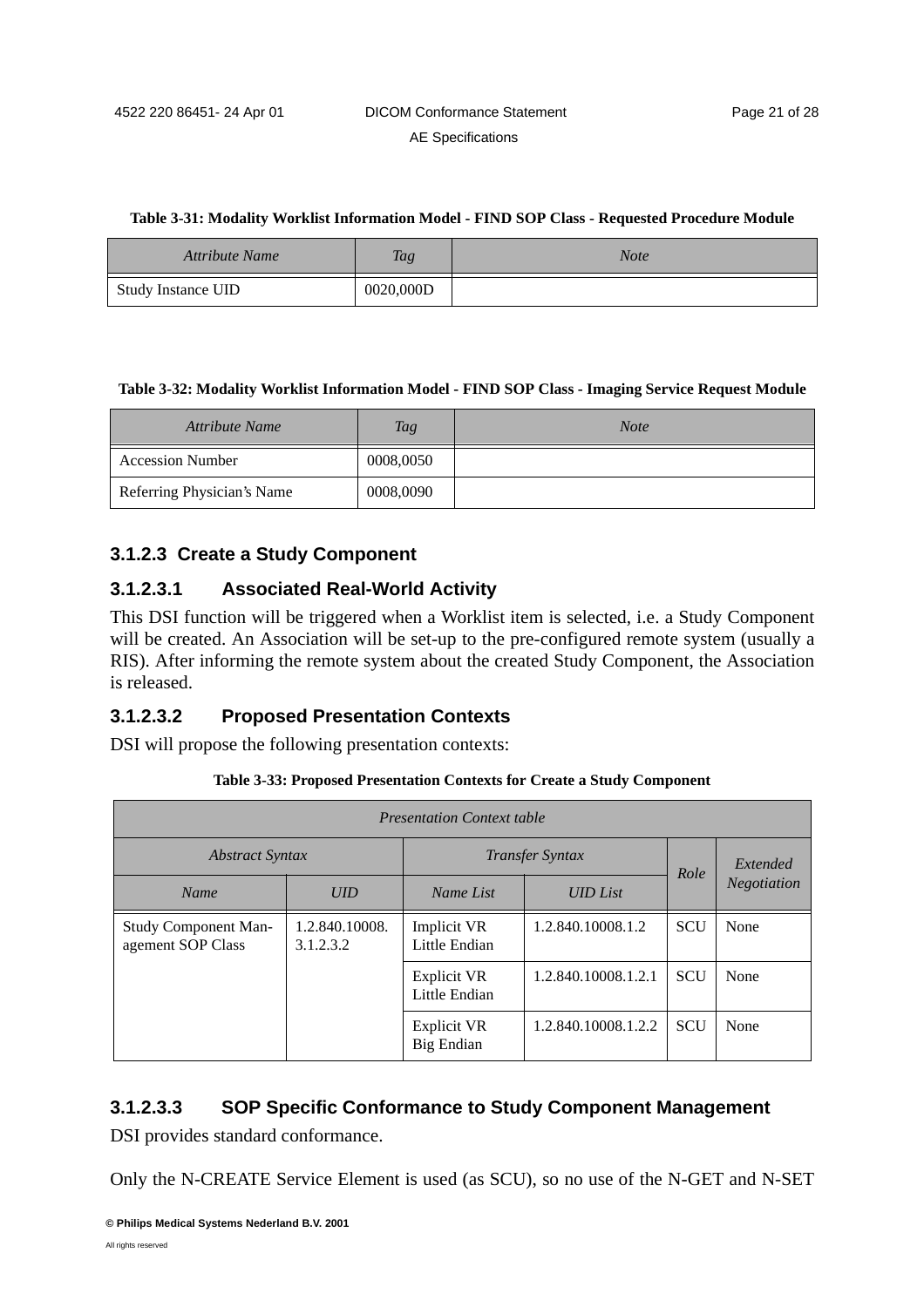**Table 3-31: Modality Worklist Information Model - FIND SOP Class - Requested Procedure Module**

| *Attribute Name* | *Tag* | *Note* |
|---|---|---|
| Study Instance UID | 0020,000D | |

**Table 3-32: Modality Worklist Information Model - FIND SOP Class - Imaging Service Request Module**

| *Attribute Name* | *Tag* | *Note* |
|---|---|---|
| Accession Number | 0008,0050 | |
| Referring Physician's Name | 0008,0090 | |

### 3.1.2.3 Create a Study Component

#### 3.1.2.3.1 Associated Real-World Activity

This DSI function will be triggered when a Worklist item is selected, i.e. a Study Component will be created. An Association will be set-up to the pre-configured remote system (usually a RIS). After informing the remote system about the created Study Component, the Association is released.

#### 3.1.2.3.2 Proposed Presentation Contexts

DSI will propose the following presentation contexts:

**Table 3-33: Proposed Presentation Contexts for Create a Study Component**

| *Presentation Context table* | | | | | |
|---|---|---|---|---|---|
| *Abstract Syntax* | | *Transfer Syntax* | | *Role* | *Extended Negotiation* |
| *Name* | *UID* | *Name List* | *UID List* | | |
| Study Component Management SOP Class | 1.2.840.10008.3.1.2.3.2 | Implicit VR Little Endian | 1.2.840.10008.1.2 | SCU | None |
| | | Explicit VR Little Endian | 1.2.840.10008.1.2.1 | SCU | None |
| | | Explicit VR Big Endian | 1.2.840.10008.1.2.2 | SCU | None |

#### 3.1.2.3.3 SOP Specific Conformance to Study Component Management

DSI provides standard conformance.

Only the N-CREATE Service Element is used (as SCU), so no use of the N-GET and N-SET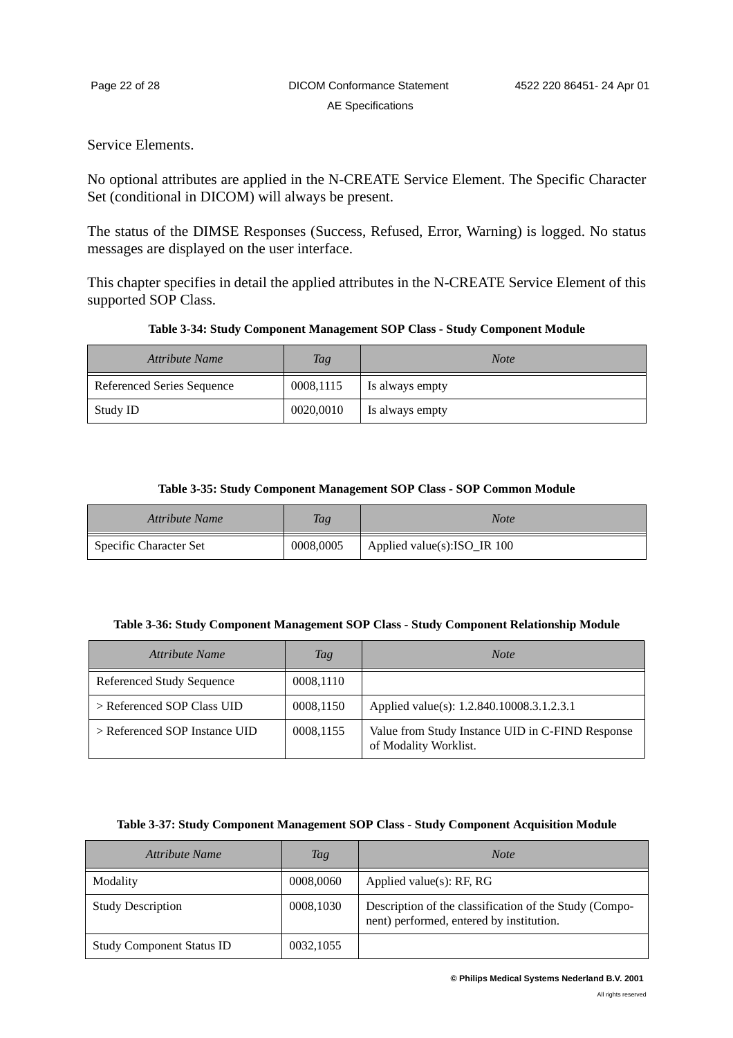Service Elements.

No optional attributes are applied in the N-CREATE Service Element. The Specific Character Set (conditional in DICOM) will always be present.

The status of the DIMSE Responses (Success, Refused, Error, Warning) is logged. No status messages are displayed on the user interface.

This chapter specifies in detail the applied attributes in the N-CREATE Service Element of this supported SOP Class.

**Table 3-34: Study Component Management SOP Class - Study Component Module**

| *Attribute Name* | *Tag* | *Note* |
|---|---|---|
| Referenced Series Sequence | 0008,1115 | Is always empty |
| Study ID | 0020,0010 | Is always empty |

**Table 3-35: Study Component Management SOP Class - SOP Common Module**

| *Attribute Name* | *Tag* | *Note* |
|---|---|---|
| Specific Character Set | 0008,0005 | Applied value(s):ISO_IR 100 |

**Table 3-36: Study Component Management SOP Class - Study Component Relationship Module**

| *Attribute Name* | *Tag* | *Note* |
|---|---|---|
| Referenced Study Sequence | 0008,1110 | |
| > Referenced SOP Class UID | 0008,1150 | Applied value(s): 1.2.840.10008.3.1.2.3.1 |
| > Referenced SOP Instance UID | 0008,1155 | Value from Study Instance UID in C-FIND Response of Modality Worklist. |

**Table 3-37: Study Component Management SOP Class - Study Component Acquisition Module**

| *Attribute Name* | *Tag* | *Note* |
|---|---|---|
| Modality | 0008,0060 | Applied value(s): RF, RG |
| Study Description | 0008,1030 | Description of the classification of the Study (Component) performed, entered by institution. |
| Study Component Status ID | 0032,1055 | |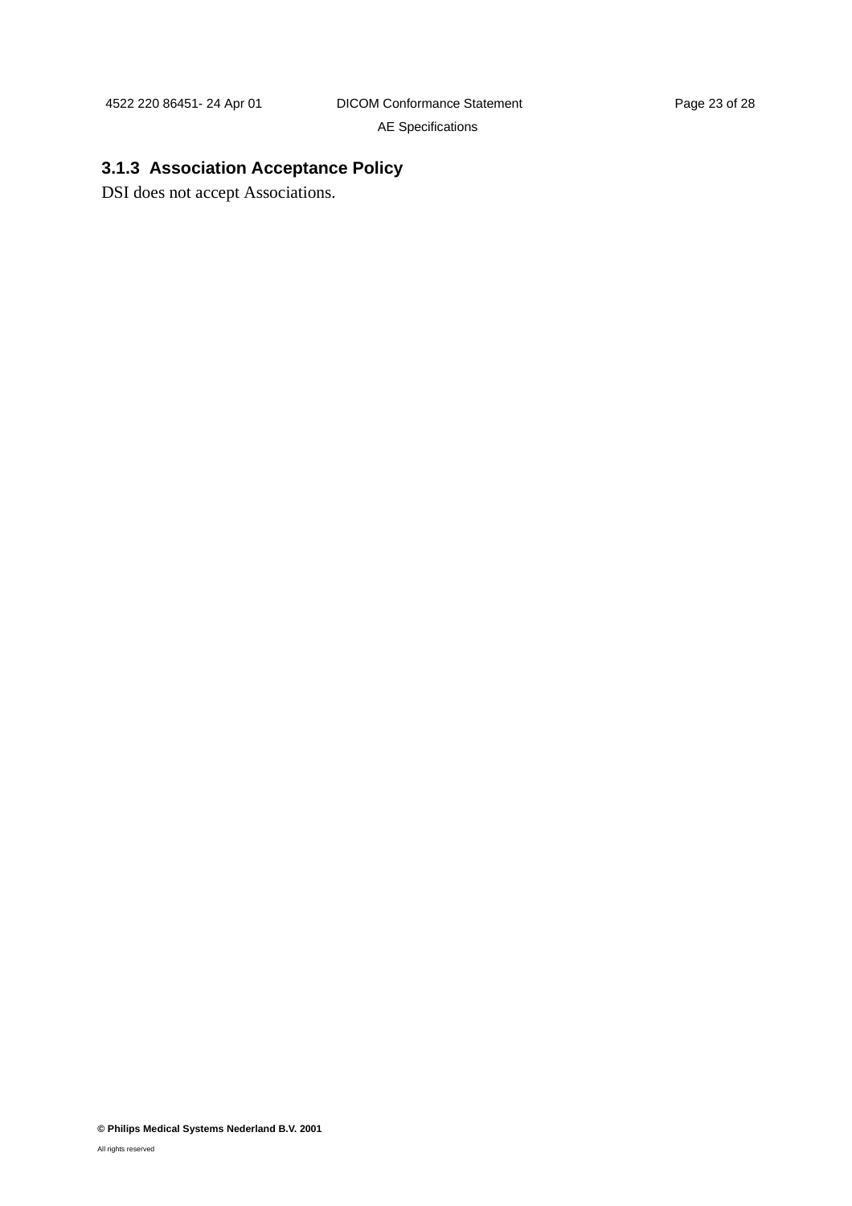### 3.1.3 Association Acceptance Policy

DSI does not accept Associations.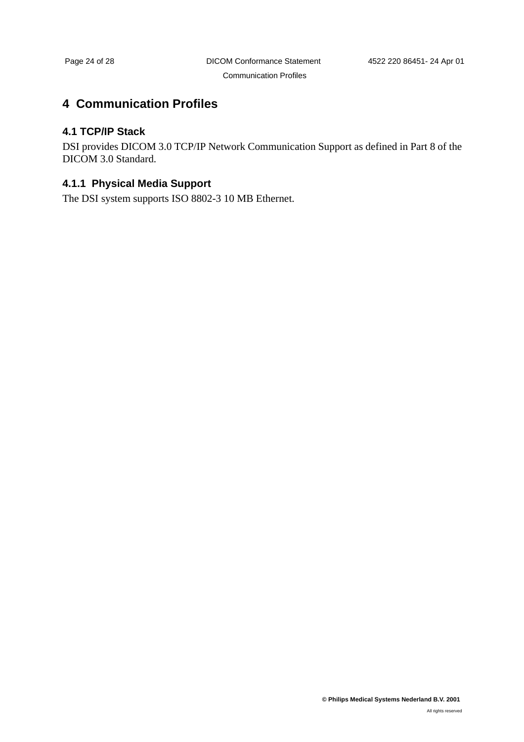# 4 Communication Profiles

## 4.1 TCP/IP Stack

DSI provides DICOM 3.0 TCP/IP Network Communication Support as defined in Part 8 of the DICOM 3.0 Standard.

### 4.1.1 Physical Media Support

The DSI system supports ISO 8802-3 10 MB Ethernet.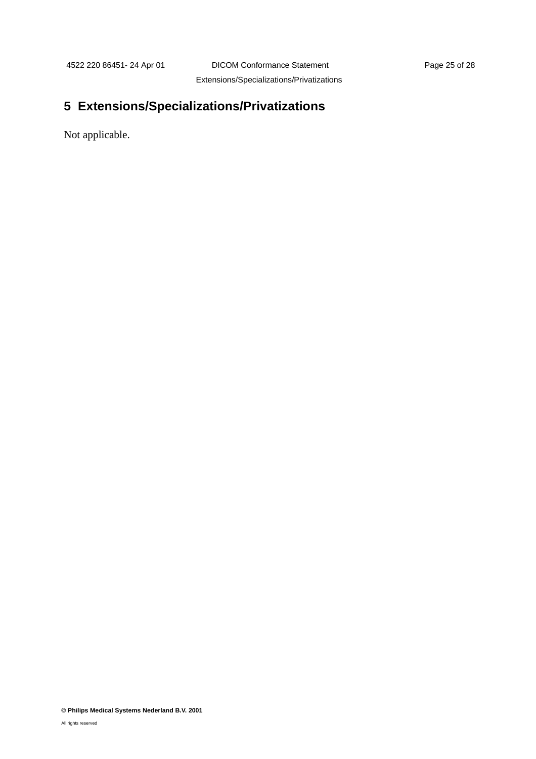# 5 Extensions/Specializations/Privatizations

Not applicable.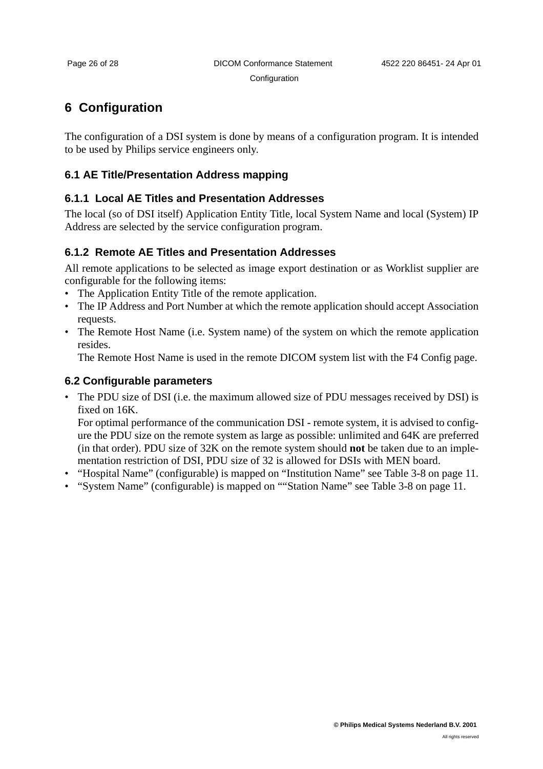# 6 Configuration

The configuration of a DSI system is done by means of a configuration program. It is intended to be used by Philips service engineers only.

## 6.1 AE Title/Presentation Address mapping

### 6.1.1 Local AE Titles and Presentation Addresses

The local (so of DSI itself) Application Entity Title, local System Name and local (System) IP Address are selected by the service configuration program.

### 6.1.2 Remote AE Titles and Presentation Addresses

All remote applications to be selected as image export destination or as Worklist supplier are configurable for the following items:

- The Application Entity Title of the remote application.
- The IP Address and Port Number at which the remote application should accept Association requests.
- The Remote Host Name (i.e. System name) of the system on which the remote application resides.
  The Remote Host Name is used in the remote DICOM system list with the F4 Config page.

## 6.2 Configurable parameters

- The PDU size of DSI (i.e. the maximum allowed size of PDU messages received by DSI) is fixed on 16K.
  For optimal performance of the communication DSI - remote system, it is advised to configure the PDU size on the remote system as large as possible: unlimited and 64K are preferred (in that order). PDU size of 32K on the remote system should **not** be taken due to an implementation restriction of DSI, PDU size of 32 is allowed for DSIs with MEN board.
- “Hospital Name” (configurable) is mapped on “Institution Name” see Table 3-8 on page 11.
- “System Name” (configurable) is mapped on ““Station Name” see Table 3-8 on page 11.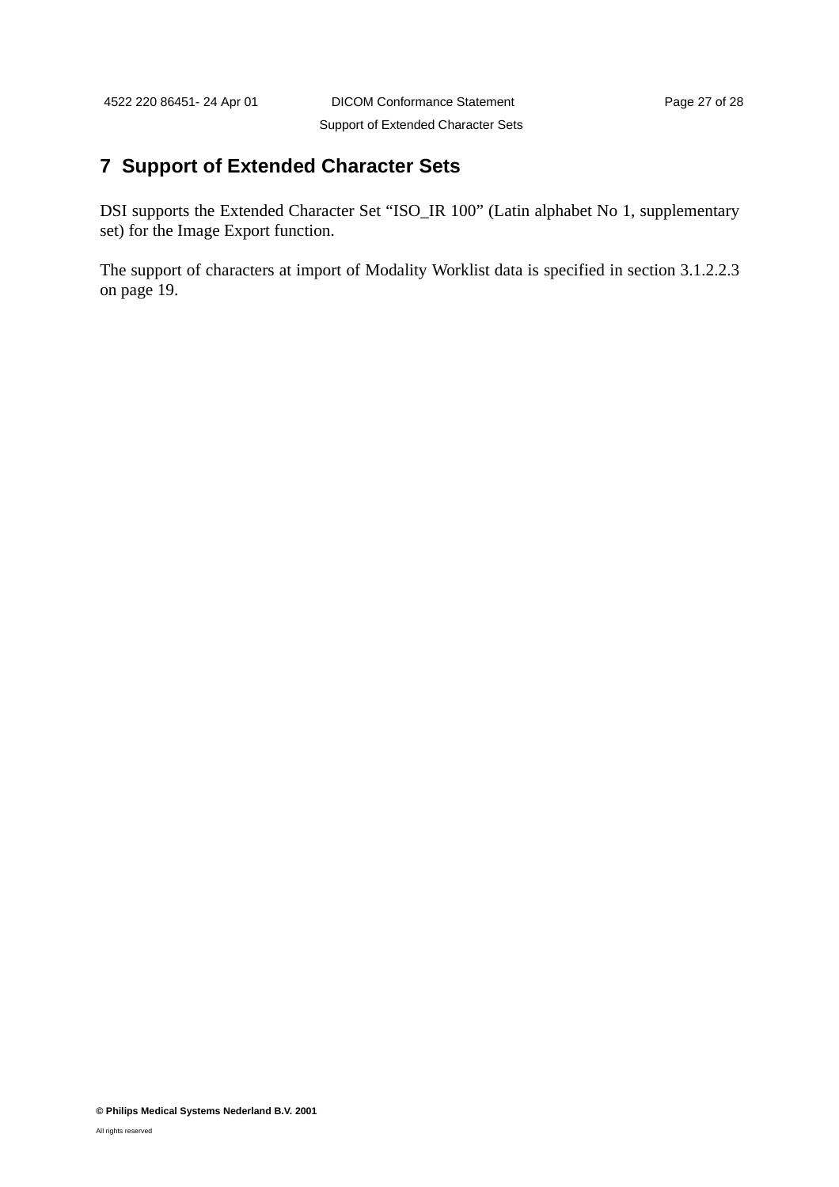# 7 Support of Extended Character Sets

DSI supports the Extended Character Set “ISO_IR 100” (Latin alphabet No 1, supplementary set) for the Image Export function.

The support of characters at import of Modality Worklist data is specified in section 3.1.2.2.3 on page 19.

**© Philips Medical Systems Nederland B.V. 2001**

All rights reserved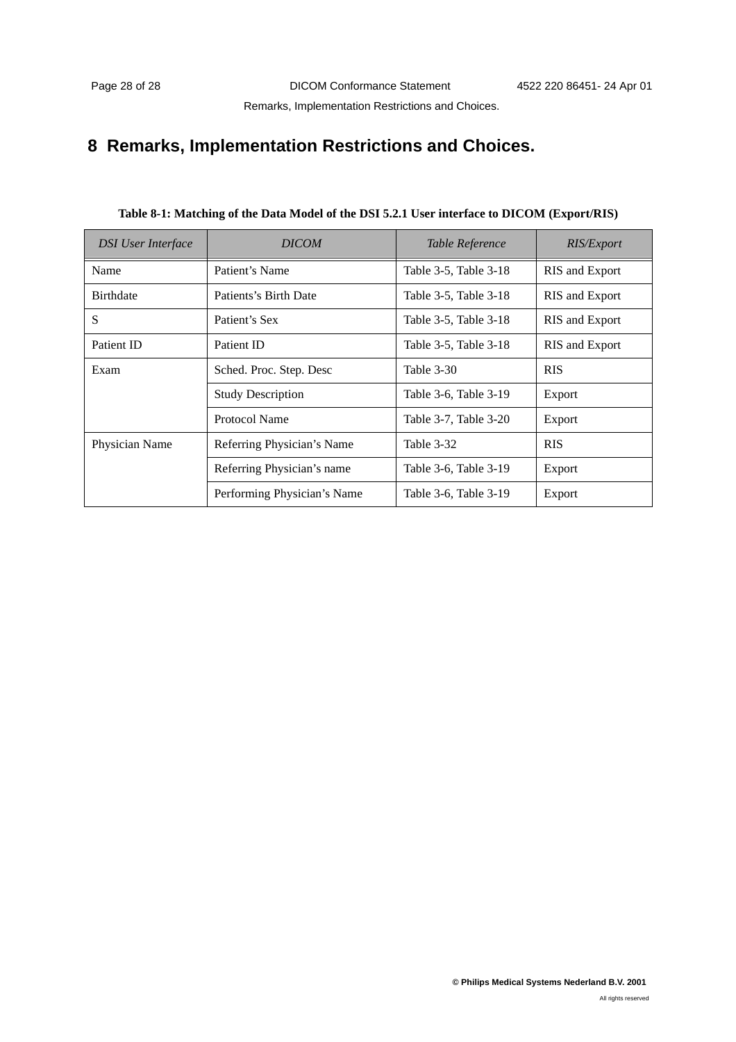# 8 Remarks, Implementation Restrictions and Choices.

**Table 8-1: Matching of the Data Model of the DSI 5.2.1 User interface to DICOM (Export/RIS)**

| *DSI User Interface* | *DICOM* | *Table Reference* | *RIS/Export* |
|---|---|---|---|
| Name | Patient’s Name | Table 3-5, Table 3-18 | RIS and Export |
| Birthdate | Patients’s Birth Date | Table 3-5, Table 3-18 | RIS and Export |
| S | Patient’s Sex | Table 3-5, Table 3-18 | RIS and Export |
| Patient ID | Patient ID | Table 3-5, Table 3-18 | RIS and Export |
| Exam | Sched. Proc. Step. Desc | Table 3-30 | RIS |
| | Study Description | Table 3-6, Table 3-19 | Export |
| | Protocol Name | Table 3-7, Table 3-20 | Export |
| Physician Name | Referring Physician’s Name | Table 3-32 | RIS |
| | Referring Physician’s name | Table 3-6, Table 3-19 | Export |
| | Performing Physician’s Name | Table 3-6, Table 3-19 | Export |